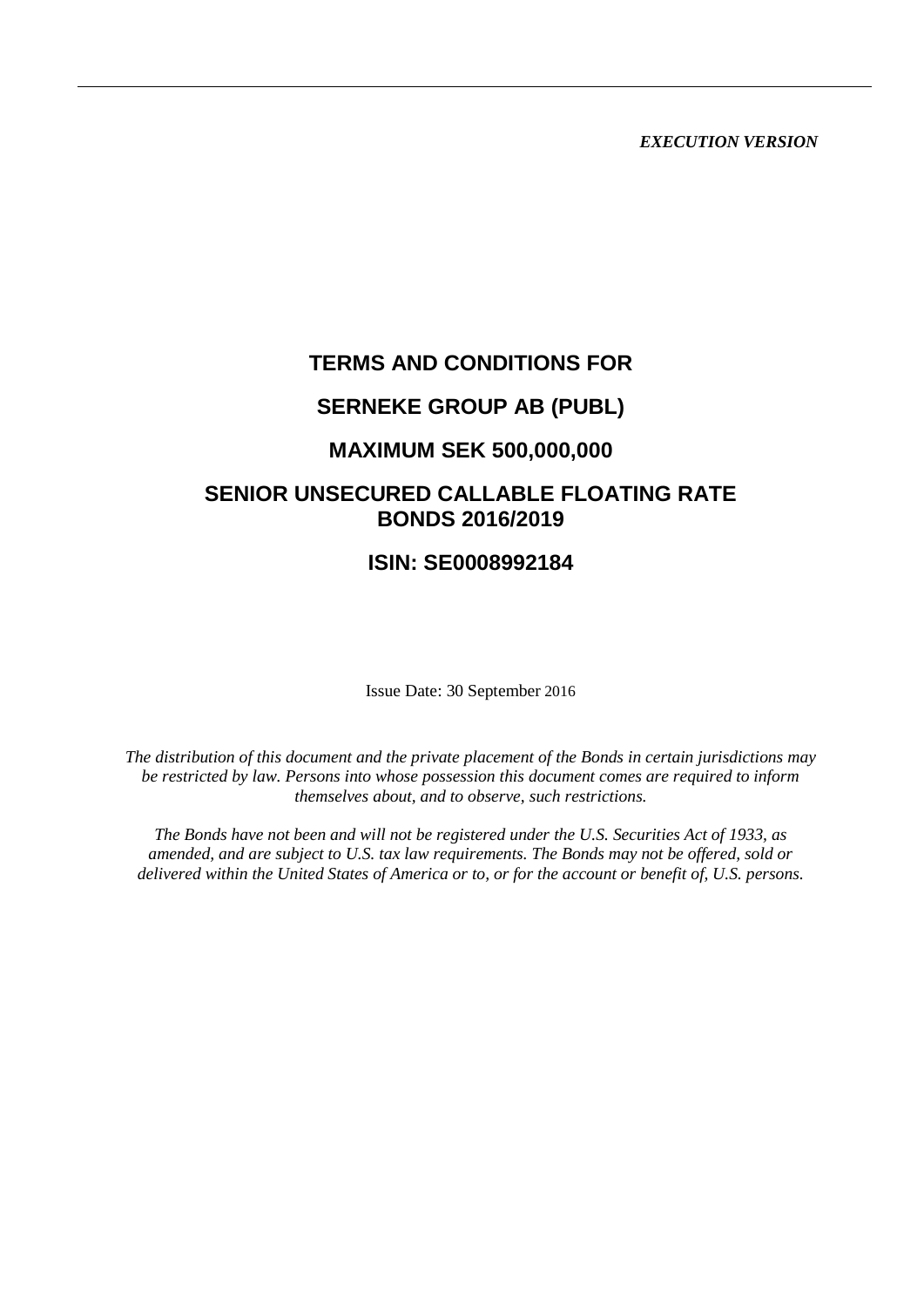*EXECUTION VERSION*

# TERMS AND CONDITIONS FOR

# SERNEKE GROUP AB (PUBL)

# MAXIMUM SEK 500,000,000

# SENIOR UNSECURED CALLABLE FLOATING RATE BONDS 2016/2019

# ISIN: SE0008992184

Issue Date: 30 September 2016

*The distribution of this document and the private placement of the Bonds in certain jurisdictions may be restricted by law. Persons into whose possession this document comes are required to inform themselves about, and to observe, such restrictions.*

*The Bonds have not been and will not be registered under the U.S. Securities Act of 1933, as amended, and are subject to U.S. tax law requirements. The Bonds may not be offered, sold or delivered within the United States of America or to, or for the account or benefit of, U.S. persons.*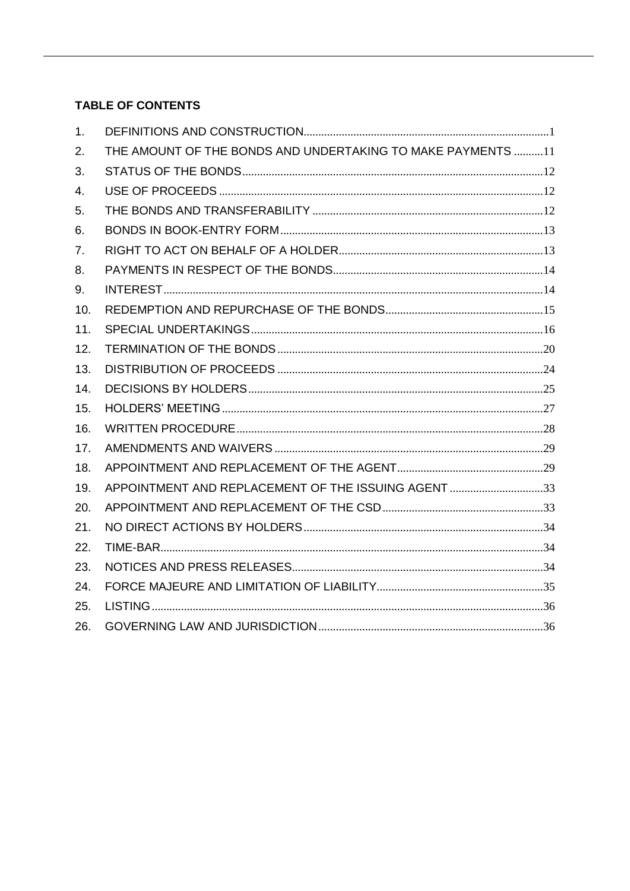**TABLE OF CONTENTS**

1. DEFINITIONS AND CONSTRUCTION ........................................................... 1
2. THE AMOUNT OF THE BONDS AND UNDERTAKING TO MAKE PAYMENTS .......... 11
3. STATUS OF THE BONDS ........................................................... 12
4. USE OF PROCEEDS ........................................................... 12
5. THE BONDS AND TRANSFERABILITY ........................................................... 12
6. BONDS IN BOOK-ENTRY FORM ........................................................... 13
7. RIGHT TO ACT ON BEHALF OF A HOLDER ........................................................... 13
8. PAYMENTS IN RESPECT OF THE BONDS ........................................................... 14
9. INTEREST ........................................................... 14
10. REDEMPTION AND REPURCHASE OF THE BONDS ........................................................... 15
11. SPECIAL UNDERTAKINGS ........................................................... 16
12. TERMINATION OF THE BONDS ........................................................... 20
13. DISTRIBUTION OF PROCEEDS ........................................................... 24
14. DECISIONS BY HOLDERS ........................................................... 25
15. HOLDERS' MEETING ........................................................... 27
16. WRITTEN PROCEDURE ........................................................... 28
17. AMENDMENTS AND WAIVERS ........................................................... 29
18. APPOINTMENT AND REPLACEMENT OF THE AGENT ........................................................... 29
19. APPOINTMENT AND REPLACEMENT OF THE ISSUING AGENT ........................................................... 33
20. APPOINTMENT AND REPLACEMENT OF THE CSD ........................................................... 33
21. NO DIRECT ACTIONS BY HOLDERS ........................................................... 34
22. TIME-BAR ........................................................... 34
23. NOTICES AND PRESS RELEASES ........................................................... 34
24. FORCE MAJEURE AND LIMITATION OF LIABILITY ........................................................... 35
25. LISTING ........................................................... 36
26. GOVERNING LAW AND JURISDICTION ........................................................... 36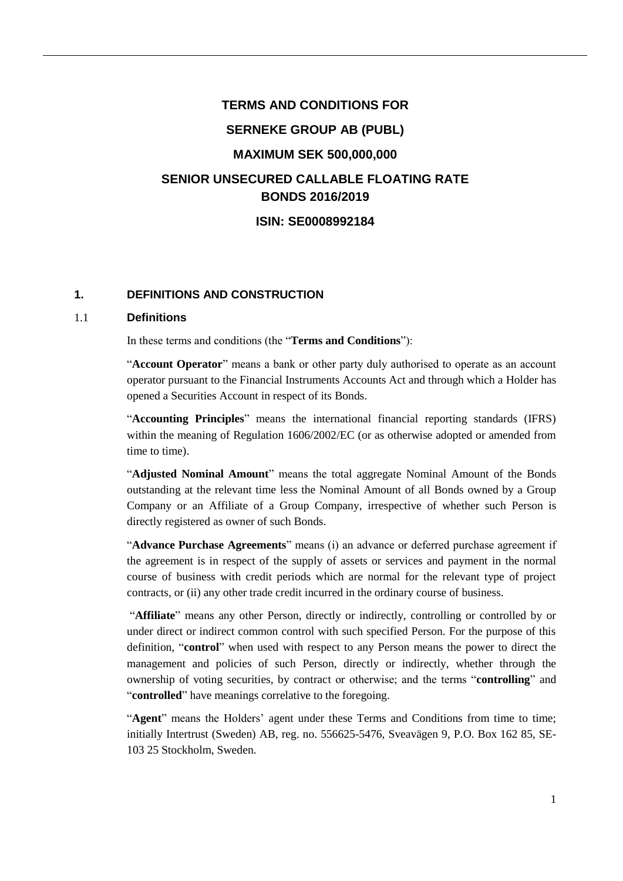# TERMS AND CONDITIONS FOR

# SERNEKE GROUP AB (PUBL)

# MAXIMUM SEK 500,000,000

# SENIOR UNSECURED CALLABLE FLOATING RATE BONDS 2016/2019

# ISIN: SE0008992184

## 1. DEFINITIONS AND CONSTRUCTION

### 1.1 Definitions

In these terms and conditions (the "**Terms and Conditions**"):

"**Account Operator**" means a bank or other party duly authorised to operate as an account operator pursuant to the Financial Instruments Accounts Act and through which a Holder has opened a Securities Account in respect of its Bonds.

"**Accounting Principles**" means the international financial reporting standards (IFRS) within the meaning of Regulation 1606/2002/EC (or as otherwise adopted or amended from time to time).

"**Adjusted Nominal Amount**" means the total aggregate Nominal Amount of the Bonds outstanding at the relevant time less the Nominal Amount of all Bonds owned by a Group Company or an Affiliate of a Group Company, irrespective of whether such Person is directly registered as owner of such Bonds.

"**Advance Purchase Agreements**" means (i) an advance or deferred purchase agreement if the agreement is in respect of the supply of assets or services and payment in the normal course of business with credit periods which are normal for the relevant type of project contracts, or (ii) any other trade credit incurred in the ordinary course of business.

"**Affiliate**" means any other Person, directly or indirectly, controlling or controlled by or under direct or indirect common control with such specified Person. For the purpose of this definition, "**control**" when used with respect to any Person means the power to direct the management and policies of such Person, directly or indirectly, whether through the ownership of voting securities, by contract or otherwise; and the terms "**controlling**" and "**controlled**" have meanings correlative to the foregoing.

"**Agent**" means the Holders' agent under these Terms and Conditions from time to time; initially Intertrust (Sweden) AB, reg. no. 556625-5476, Sveavägen 9, P.O. Box 162 85, SE-103 25 Stockholm, Sweden.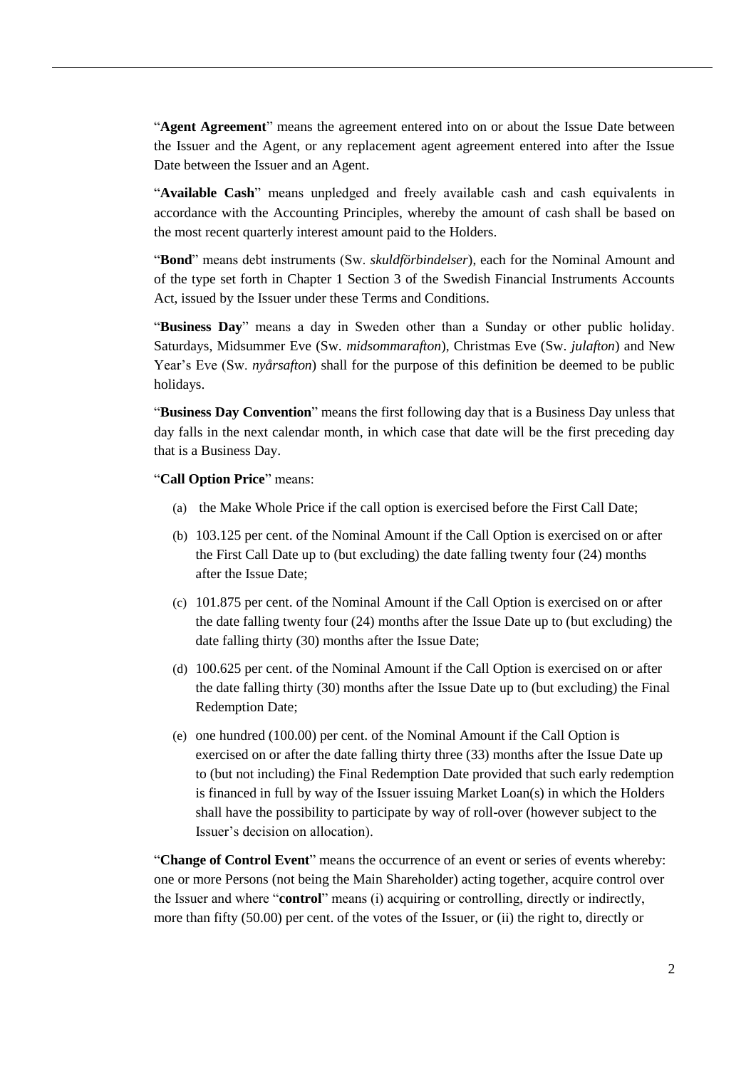"**Agent Agreement**" means the agreement entered into on or about the Issue Date between the Issuer and the Agent, or any replacement agent agreement entered into after the Issue Date between the Issuer and an Agent.

"**Available Cash**" means unpledged and freely available cash and cash equivalents in accordance with the Accounting Principles, whereby the amount of cash shall be based on the most recent quarterly interest amount paid to the Holders.

"**Bond**" means debt instruments (Sw. *skuldförbindelser*), each for the Nominal Amount and of the type set forth in Chapter 1 Section 3 of the Swedish Financial Instruments Accounts Act, issued by the Issuer under these Terms and Conditions.

"**Business Day**" means a day in Sweden other than a Sunday or other public holiday. Saturdays, Midsummer Eve (Sw. *midsommarafton*), Christmas Eve (Sw. *julafton*) and New Year's Eve (Sw. *nyårsafton*) shall for the purpose of this definition be deemed to be public holidays.

"**Business Day Convention**" means the first following day that is a Business Day unless that day falls in the next calendar month, in which case that date will be the first preceding day that is a Business Day.

"**Call Option Price**" means:

(a) the Make Whole Price if the call option is exercised before the First Call Date;

(b) 103.125 per cent. of the Nominal Amount if the Call Option is exercised on or after the First Call Date up to (but excluding) the date falling twenty four (24) months after the Issue Date;

(c) 101.875 per cent. of the Nominal Amount if the Call Option is exercised on or after the date falling twenty four (24) months after the Issue Date up to (but excluding) the date falling thirty (30) months after the Issue Date;

(d) 100.625 per cent. of the Nominal Amount if the Call Option is exercised on or after the date falling thirty (30) months after the Issue Date up to (but excluding) the Final Redemption Date;

(e) one hundred (100.00) per cent. of the Nominal Amount if the Call Option is exercised on or after the date falling thirty three (33) months after the Issue Date up to (but not including) the Final Redemption Date provided that such early redemption is financed in full by way of the Issuer issuing Market Loan(s) in which the Holders shall have the possibility to participate by way of roll-over (however subject to the Issuer's decision on allocation).

"**Change of Control Event**" means the occurrence of an event or series of events whereby: one or more Persons (not being the Main Shareholder) acting together, acquire control over the Issuer and where "**control**" means (i) acquiring or controlling, directly or indirectly, more than fifty (50.00) per cent. of the votes of the Issuer, or (ii) the right to, directly or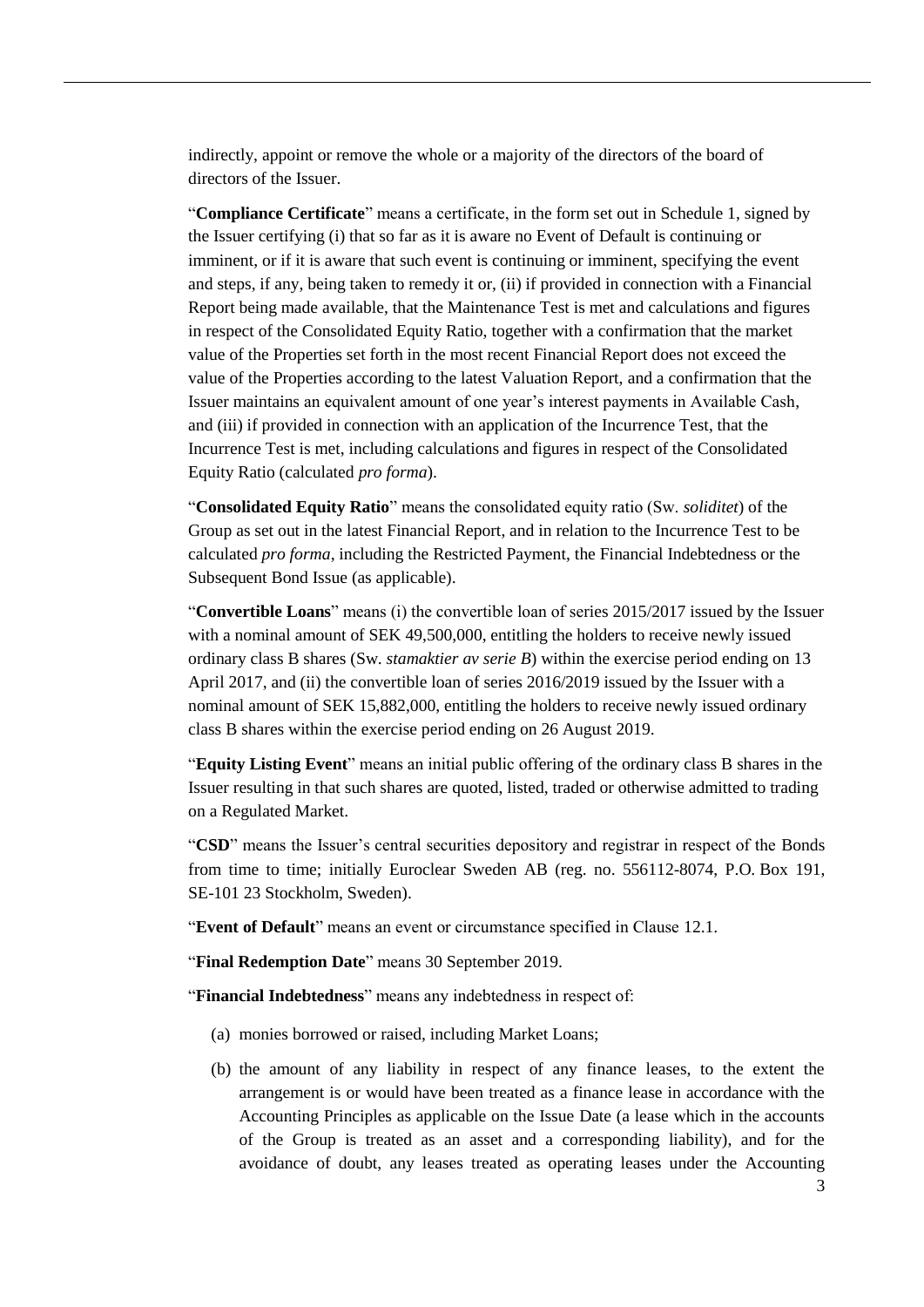indirectly, appoint or remove the whole or a majority of the directors of the board of directors of the Issuer.

"**Compliance Certificate**" means a certificate, in the form set out in Schedule 1, signed by the Issuer certifying (i) that so far as it is aware no Event of Default is continuing or imminent, or if it is aware that such event is continuing or imminent, specifying the event and steps, if any, being taken to remedy it or, (ii) if provided in connection with a Financial Report being made available, that the Maintenance Test is met and calculations and figures in respect of the Consolidated Equity Ratio, together with a confirmation that the market value of the Properties set forth in the most recent Financial Report does not exceed the value of the Properties according to the latest Valuation Report, and a confirmation that the Issuer maintains an equivalent amount of one year's interest payments in Available Cash, and (iii) if provided in connection with an application of the Incurrence Test, that the Incurrence Test is met, including calculations and figures in respect of the Consolidated Equity Ratio (calculated *pro forma*).

"**Consolidated Equity Ratio**" means the consolidated equity ratio (Sw. *soliditet*) of the Group as set out in the latest Financial Report, and in relation to the Incurrence Test to be calculated *pro forma*, including the Restricted Payment, the Financial Indebtedness or the Subsequent Bond Issue (as applicable).

"**Convertible Loans**" means (i) the convertible loan of series 2015/2017 issued by the Issuer with a nominal amount of SEK 49,500,000, entitling the holders to receive newly issued ordinary class B shares (Sw. *stamaktier av serie B*) within the exercise period ending on 13 April 2017, and (ii) the convertible loan of series 2016/2019 issued by the Issuer with a nominal amount of SEK 15,882,000, entitling the holders to receive newly issued ordinary class B shares within the exercise period ending on 26 August 2019.

"**Equity Listing Event**" means an initial public offering of the ordinary class B shares in the Issuer resulting in that such shares are quoted, listed, traded or otherwise admitted to trading on a Regulated Market.

"**CSD**" means the Issuer's central securities depository and registrar in respect of the Bonds from time to time; initially Euroclear Sweden AB (reg. no. 556112-8074, P.O. Box 191, SE-101 23 Stockholm, Sweden).

"**Event of Default**" means an event or circumstance specified in Clause 12.1.

"**Final Redemption Date**" means 30 September 2019.

"**Financial Indebtedness**" means any indebtedness in respect of:

(a) monies borrowed or raised, including Market Loans;

(b) the amount of any liability in respect of any finance leases, to the extent the arrangement is or would have been treated as a finance lease in accordance with the Accounting Principles as applicable on the Issue Date (a lease which in the accounts of the Group is treated as an asset and a corresponding liability), and for the avoidance of doubt, any leases treated as operating leases under the Accounting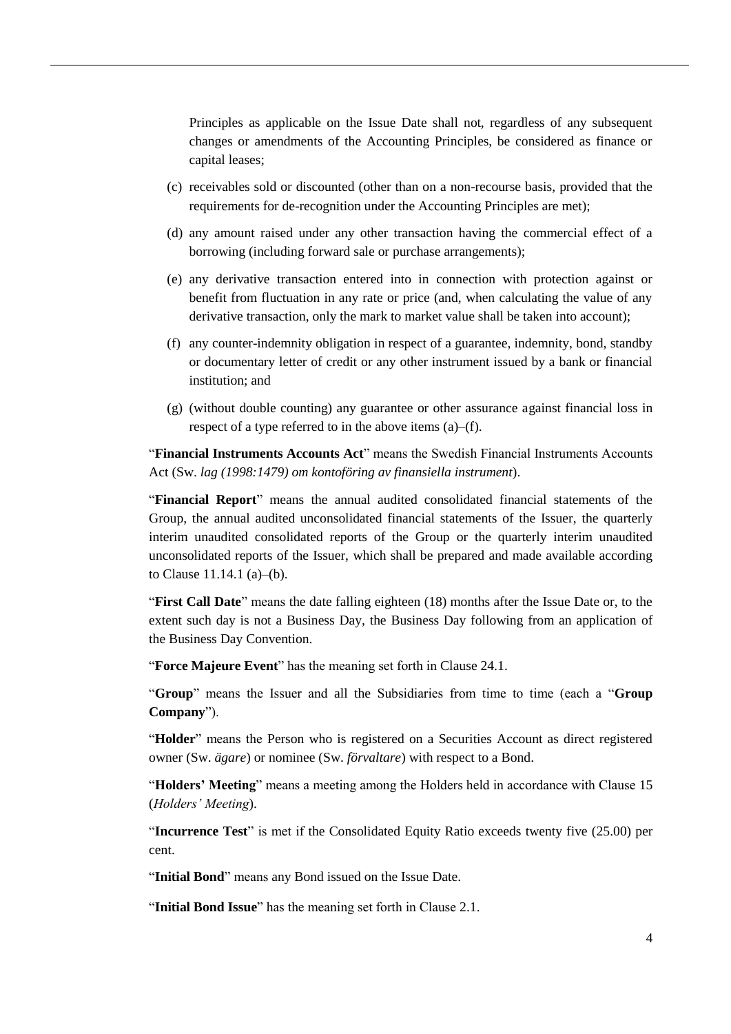Principles as applicable on the Issue Date shall not, regardless of any subsequent changes or amendments of the Accounting Principles, be considered as finance or capital leases;

(c) receivables sold or discounted (other than on a non-recourse basis, provided that the requirements for de-recognition under the Accounting Principles are met);

(d) any amount raised under any other transaction having the commercial effect of a borrowing (including forward sale or purchase arrangements);

(e) any derivative transaction entered into in connection with protection against or benefit from fluctuation in any rate or price (and, when calculating the value of any derivative transaction, only the mark to market value shall be taken into account);

(f) any counter-indemnity obligation in respect of a guarantee, indemnity, bond, standby or documentary letter of credit or any other instrument issued by a bank or financial institution; and

(g) (without double counting) any guarantee or other assurance against financial loss in respect of a type referred to in the above items (a)–(f).

"**Financial Instruments Accounts Act**" means the Swedish Financial Instruments Accounts Act (Sw. *lag (1998:1479) om kontoföring av finansiella instrument*).

"**Financial Report**" means the annual audited consolidated financial statements of the Group, the annual audited unconsolidated financial statements of the Issuer, the quarterly interim unaudited consolidated reports of the Group or the quarterly interim unaudited unconsolidated reports of the Issuer, which shall be prepared and made available according to Clause 11.14.1 (a)–(b).

"**First Call Date**" means the date falling eighteen (18) months after the Issue Date or, to the extent such day is not a Business Day, the Business Day following from an application of the Business Day Convention.

"**Force Majeure Event**" has the meaning set forth in Clause 24.1.

"**Group**" means the Issuer and all the Subsidiaries from time to time (each a "**Group Company**").

"**Holder**" means the Person who is registered on a Securities Account as direct registered owner (Sw. *ägare*) or nominee (Sw. *förvaltare*) with respect to a Bond.

"**Holders' Meeting**" means a meeting among the Holders held in accordance with Clause 15 (*Holders' Meeting*).

"**Incurrence Test**" is met if the Consolidated Equity Ratio exceeds twenty five (25.00) per cent.

"**Initial Bond**" means any Bond issued on the Issue Date.

"**Initial Bond Issue**" has the meaning set forth in Clause 2.1.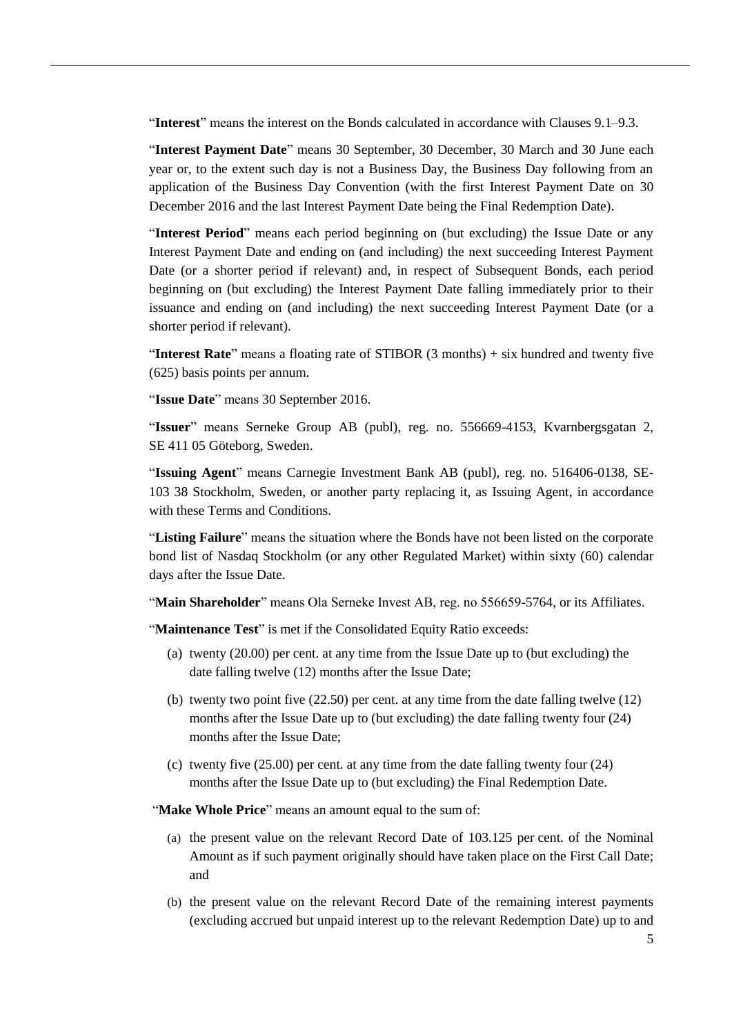"**Interest**" means the interest on the Bonds calculated in accordance with Clauses 9.1–9.3.

"**Interest Payment Date**" means 30 September, 30 December, 30 March and 30 June each year or, to the extent such day is not a Business Day, the Business Day following from an application of the Business Day Convention (with the first Interest Payment Date on 30 December 2016 and the last Interest Payment Date being the Final Redemption Date).

"**Interest Period**" means each period beginning on (but excluding) the Issue Date or any Interest Payment Date and ending on (and including) the next succeeding Interest Payment Date (or a shorter period if relevant) and, in respect of Subsequent Bonds, each period beginning on (but excluding) the Interest Payment Date falling immediately prior to their issuance and ending on (and including) the next succeeding Interest Payment Date (or a shorter period if relevant).

"**Interest Rate**" means a floating rate of STIBOR (3 months) + six hundred and twenty five (625) basis points per annum.

"**Issue Date**" means 30 September 2016.

"**Issuer**" means Serneke Group AB (publ), reg. no. 556669-4153, Kvarnbergsgatan 2, SE 411 05 Göteborg, Sweden.

"**Issuing Agent**" means Carnegie Investment Bank AB (publ), reg. no. 516406-0138, SE-103 38 Stockholm, Sweden, or another party replacing it, as Issuing Agent, in accordance with these Terms and Conditions.

"**Listing Failure**" means the situation where the Bonds have not been listed on the corporate bond list of Nasdaq Stockholm (or any other Regulated Market) within sixty (60) calendar days after the Issue Date.

"**Main Shareholder**" means Ola Serneke Invest AB, reg. no 556659-5764, or its Affiliates.

"**Maintenance Test**" is met if the Consolidated Equity Ratio exceeds:

(a) twenty (20.00) per cent. at any time from the Issue Date up to (but excluding) the date falling twelve (12) months after the Issue Date;

(b) twenty two point five (22.50) per cent. at any time from the date falling twelve (12) months after the Issue Date up to (but excluding) the date falling twenty four (24) months after the Issue Date;

(c) twenty five (25.00) per cent. at any time from the date falling twenty four (24) months after the Issue Date up to (but excluding) the Final Redemption Date.

"**Make Whole Price**" means an amount equal to the sum of:

(a) the present value on the relevant Record Date of 103.125 per cent. of the Nominal Amount as if such payment originally should have taken place on the First Call Date; and

(b) the present value on the relevant Record Date of the remaining interest payments (excluding accrued but unpaid interest up to the relevant Redemption Date) up to and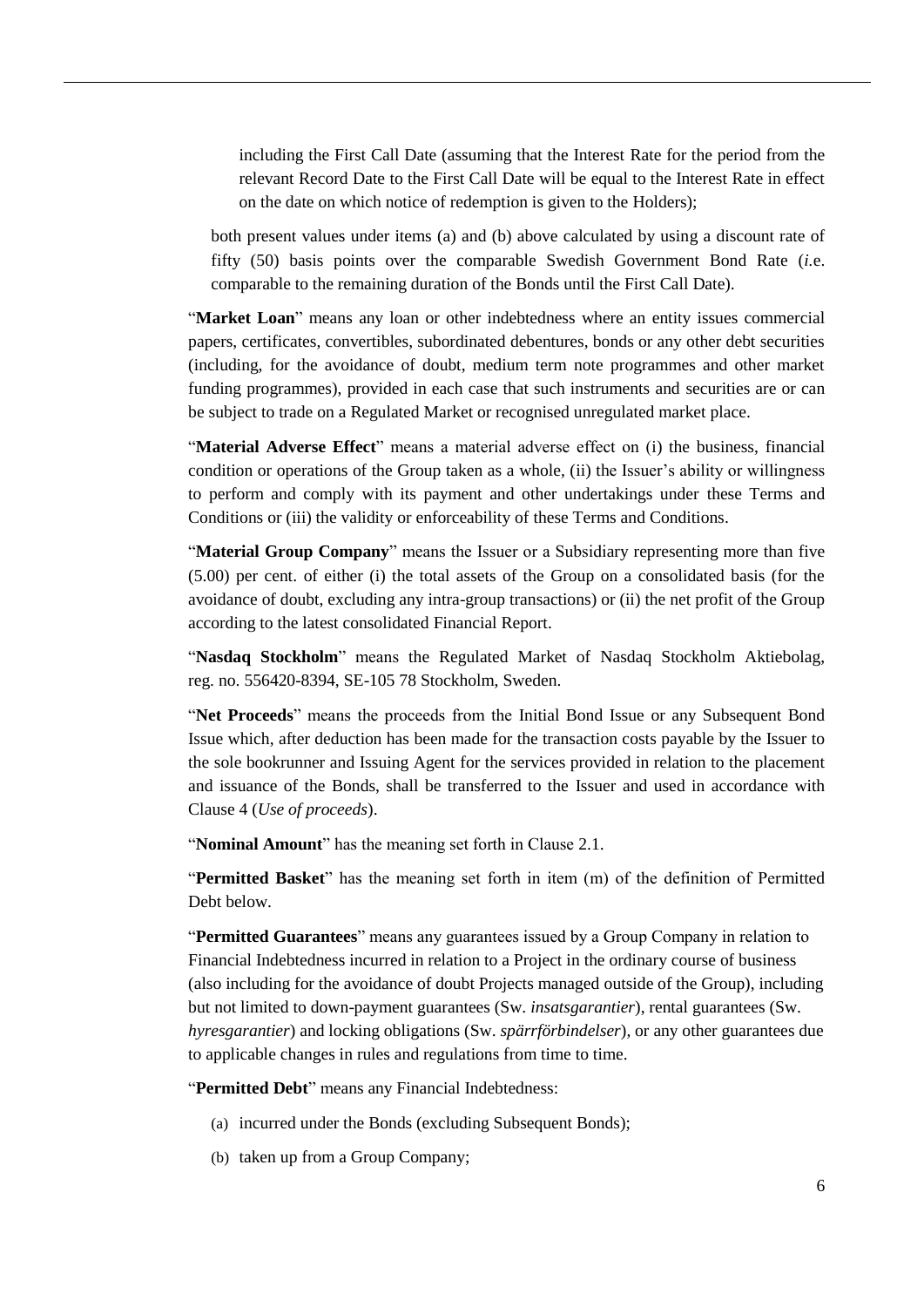including the First Call Date (assuming that the Interest Rate for the period from the relevant Record Date to the First Call Date will be equal to the Interest Rate in effect on the date on which notice of redemption is given to the Holders);

both present values under items (a) and (b) above calculated by using a discount rate of fifty (50) basis points over the comparable Swedish Government Bond Rate (*i.e.* comparable to the remaining duration of the Bonds until the First Call Date).

"**Market Loan**" means any loan or other indebtedness where an entity issues commercial papers, certificates, convertibles, subordinated debentures, bonds or any other debt securities (including, for the avoidance of doubt, medium term note programmes and other market funding programmes), provided in each case that such instruments and securities are or can be subject to trade on a Regulated Market or recognised unregulated market place.

"**Material Adverse Effect**" means a material adverse effect on (i) the business, financial condition or operations of the Group taken as a whole, (ii) the Issuer's ability or willingness to perform and comply with its payment and other undertakings under these Terms and Conditions or (iii) the validity or enforceability of these Terms and Conditions.

"**Material Group Company**" means the Issuer or a Subsidiary representing more than five (5.00) per cent. of either (i) the total assets of the Group on a consolidated basis (for the avoidance of doubt, excluding any intra-group transactions) or (ii) the net profit of the Group according to the latest consolidated Financial Report.

"**Nasdaq Stockholm**" means the Regulated Market of Nasdaq Stockholm Aktiebolag, reg. no. 556420-8394, SE-105 78 Stockholm, Sweden.

"**Net Proceeds**" means the proceeds from the Initial Bond Issue or any Subsequent Bond Issue which, after deduction has been made for the transaction costs payable by the Issuer to the sole bookrunner and Issuing Agent for the services provided in relation to the placement and issuance of the Bonds, shall be transferred to the Issuer and used in accordance with Clause 4 (*Use of proceeds*).

"**Nominal Amount**" has the meaning set forth in Clause 2.1.

"**Permitted Basket**" has the meaning set forth in item (m) of the definition of Permitted Debt below.

"**Permitted Guarantees**" means any guarantees issued by a Group Company in relation to Financial Indebtedness incurred in relation to a Project in the ordinary course of business (also including for the avoidance of doubt Projects managed outside of the Group), including but not limited to down-payment guarantees (Sw. *insatsgarantier*), rental guarantees (Sw. *hyresgarantier*) and locking obligations (Sw. *spärrförbindelser*), or any other guarantees due to applicable changes in rules and regulations from time to time.

"**Permitted Debt**" means any Financial Indebtedness:

(a) incurred under the Bonds (excluding Subsequent Bonds);

(b) taken up from a Group Company;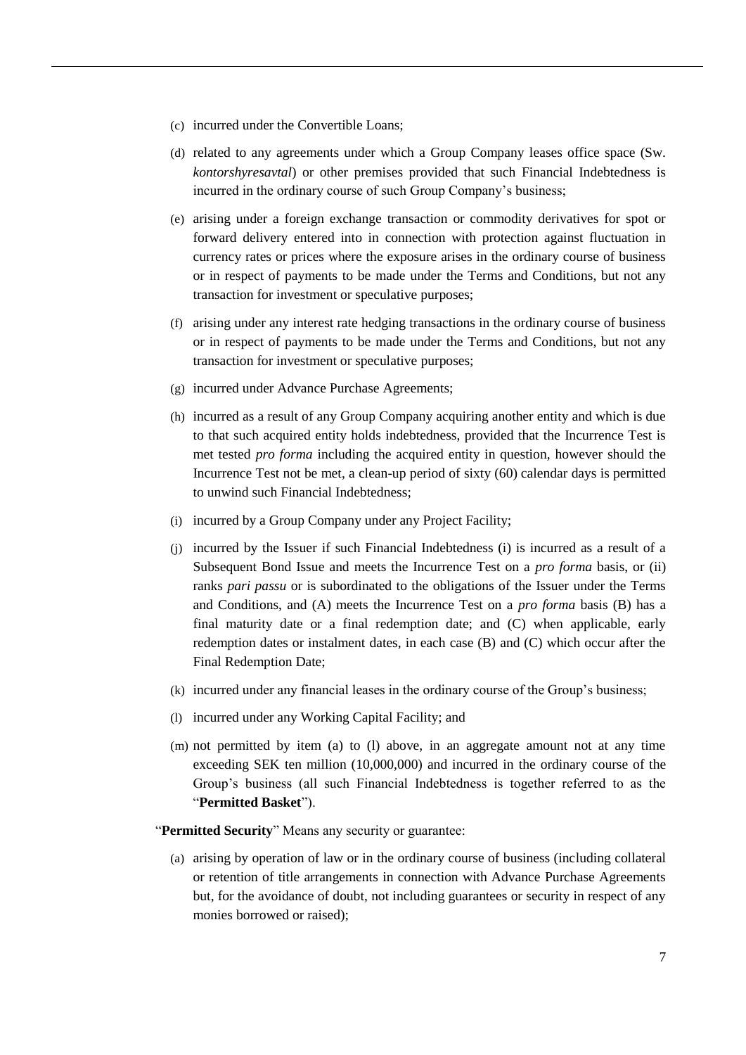(c) incurred under the Convertible Loans;

(d) related to any agreements under which a Group Company leases office space (Sw. *kontorshyresavtal*) or other premises provided that such Financial Indebtedness is incurred in the ordinary course of such Group Company's business;

(e) arising under a foreign exchange transaction or commodity derivatives for spot or forward delivery entered into in connection with protection against fluctuation in currency rates or prices where the exposure arises in the ordinary course of business or in respect of payments to be made under the Terms and Conditions, but not any transaction for investment or speculative purposes;

(f) arising under any interest rate hedging transactions in the ordinary course of business or in respect of payments to be made under the Terms and Conditions, but not any transaction for investment or speculative purposes;

(g) incurred under Advance Purchase Agreements;

(h) incurred as a result of any Group Company acquiring another entity and which is due to that such acquired entity holds indebtedness, provided that the Incurrence Test is met tested *pro forma* including the acquired entity in question, however should the Incurrence Test not be met, a clean-up period of sixty (60) calendar days is permitted to unwind such Financial Indebtedness;

(i) incurred by a Group Company under any Project Facility;

(j) incurred by the Issuer if such Financial Indebtedness (i) is incurred as a result of a Subsequent Bond Issue and meets the Incurrence Test on a *pro forma* basis, or (ii) ranks *pari passu* or is subordinated to the obligations of the Issuer under the Terms and Conditions, and (A) meets the Incurrence Test on a *pro forma* basis (B) has a final maturity date or a final redemption date; and (C) when applicable, early redemption dates or instalment dates, in each case (B) and (C) which occur after the Final Redemption Date;

(k) incurred under any financial leases in the ordinary course of the Group's business;

(l) incurred under any Working Capital Facility; and

(m) not permitted by item (a) to (l) above, in an aggregate amount not at any time exceeding SEK ten million (10,000,000) and incurred in the ordinary course of the Group's business (all such Financial Indebtedness is together referred to as the "**Permitted Basket**").

"**Permitted Security**" Means any security or guarantee:

(a) arising by operation of law or in the ordinary course of business (including collateral or retention of title arrangements in connection with Advance Purchase Agreements but, for the avoidance of doubt, not including guarantees or security in respect of any monies borrowed or raised);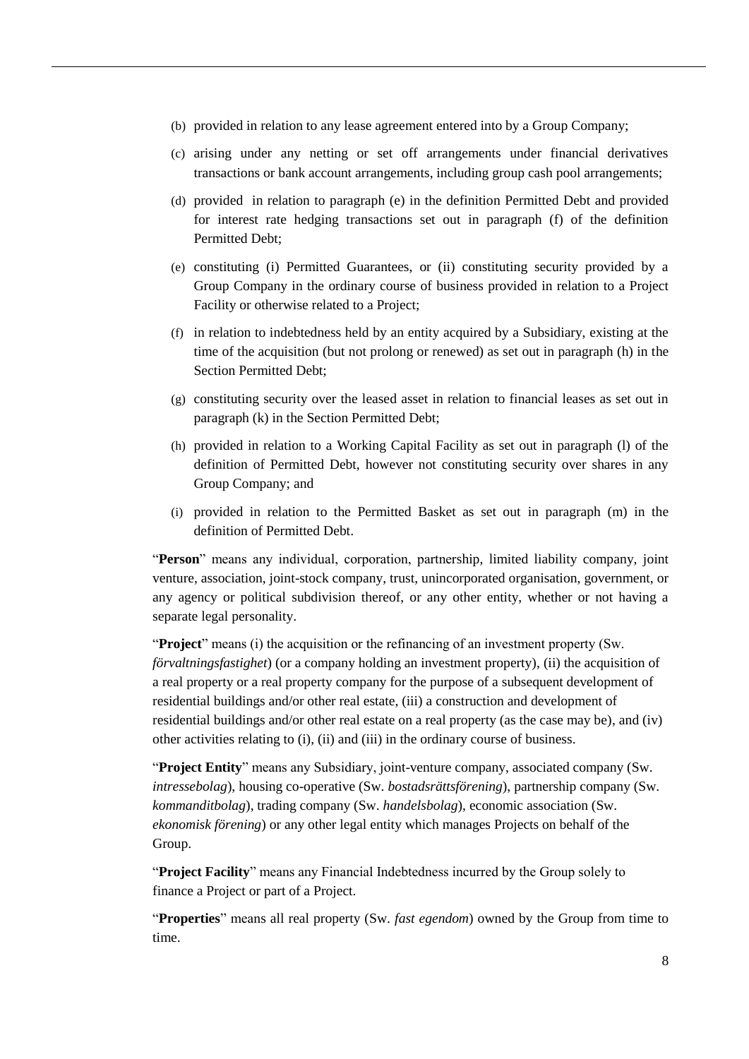(b) provided in relation to any lease agreement entered into by a Group Company;

(c) arising under any netting or set off arrangements under financial derivatives transactions or bank account arrangements, including group cash pool arrangements;

(d) provided in relation to paragraph (e) in the definition Permitted Debt and provided for interest rate hedging transactions set out in paragraph (f) of the definition Permitted Debt;

(e) constituting (i) Permitted Guarantees, or (ii) constituting security provided by a Group Company in the ordinary course of business provided in relation to a Project Facility or otherwise related to a Project;

(f) in relation to indebtedness held by an entity acquired by a Subsidiary, existing at the time of the acquisition (but not prolong or renewed) as set out in paragraph (h) in the Section Permitted Debt;

(g) constituting security over the leased asset in relation to financial leases as set out in paragraph (k) in the Section Permitted Debt;

(h) provided in relation to a Working Capital Facility as set out in paragraph (l) of the definition of Permitted Debt, however not constituting security over shares in any Group Company; and

(i) provided in relation to the Permitted Basket as set out in paragraph (m) in the definition of Permitted Debt.

"**Person**" means any individual, corporation, partnership, limited liability company, joint venture, association, joint-stock company, trust, unincorporated organisation, government, or any agency or political subdivision thereof, or any other entity, whether or not having a separate legal personality.

"**Project**" means (i) the acquisition or the refinancing of an investment property (Sw. *förvaltningsfastighet*) (or a company holding an investment property), (ii) the acquisition of a real property or a real property company for the purpose of a subsequent development of residential buildings and/or other real estate, (iii) a construction and development of residential buildings and/or other real estate on a real property (as the case may be), and (iv) other activities relating to (i), (ii) and (iii) in the ordinary course of business.

"**Project Entity**" means any Subsidiary, joint-venture company, associated company (Sw. *intressebolag*), housing co-operative (Sw. *bostadsrättsförening*), partnership company (Sw. *kommanditbolag*), trading company (Sw. *handelsbolag*), economic association (Sw. *ekonomisk förening*) or any other legal entity which manages Projects on behalf of the Group.

"**Project Facility**" means any Financial Indebtedness incurred by the Group solely to finance a Project or part of a Project.

"**Properties**" means all real property (Sw. *fast egendom*) owned by the Group from time to time.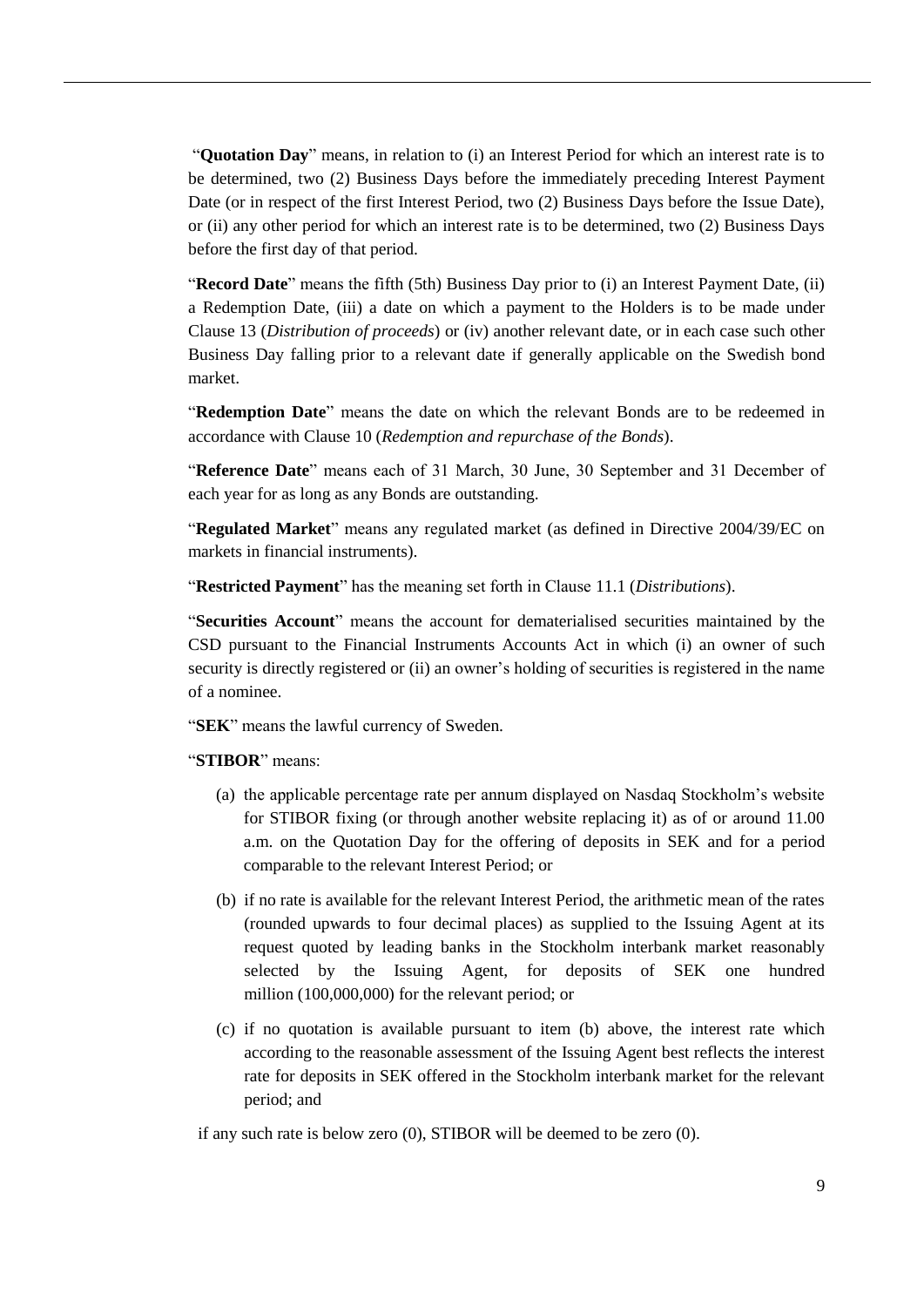"**Quotation Day**" means, in relation to (i) an Interest Period for which an interest rate is to be determined, two (2) Business Days before the immediately preceding Interest Payment Date (or in respect of the first Interest Period, two (2) Business Days before the Issue Date), or (ii) any other period for which an interest rate is to be determined, two (2) Business Days before the first day of that period.

"**Record Date**" means the fifth (5th) Business Day prior to (i) an Interest Payment Date, (ii) a Redemption Date, (iii) a date on which a payment to the Holders is to be made under Clause 13 (*Distribution of proceeds*) or (iv) another relevant date, or in each case such other Business Day falling prior to a relevant date if generally applicable on the Swedish bond market.

"**Redemption Date**" means the date on which the relevant Bonds are to be redeemed in accordance with Clause 10 (*Redemption and repurchase of the Bonds*).

"**Reference Date**" means each of 31 March, 30 June, 30 September and 31 December of each year for as long as any Bonds are outstanding.

"**Regulated Market**" means any regulated market (as defined in Directive 2004/39/EC on markets in financial instruments).

"**Restricted Payment**" has the meaning set forth in Clause 11.1 (*Distributions*).

"**Securities Account**" means the account for dematerialised securities maintained by the CSD pursuant to the Financial Instruments Accounts Act in which (i) an owner of such security is directly registered or (ii) an owner's holding of securities is registered in the name of a nominee.

"**SEK**" means the lawful currency of Sweden.

"**STIBOR**" means:

(a) the applicable percentage rate per annum displayed on Nasdaq Stockholm's website for STIBOR fixing (or through another website replacing it) as of or around 11.00 a.m. on the Quotation Day for the offering of deposits in SEK and for a period comparable to the relevant Interest Period; or

(b) if no rate is available for the relevant Interest Period, the arithmetic mean of the rates (rounded upwards to four decimal places) as supplied to the Issuing Agent at its request quoted by leading banks in the Stockholm interbank market reasonably selected by the Issuing Agent, for deposits of SEK one hundred million (100,000,000) for the relevant period; or

(c) if no quotation is available pursuant to item (b) above, the interest rate which according to the reasonable assessment of the Issuing Agent best reflects the interest rate for deposits in SEK offered in the Stockholm interbank market for the relevant period; and

if any such rate is below zero (0), STIBOR will be deemed to be zero (0).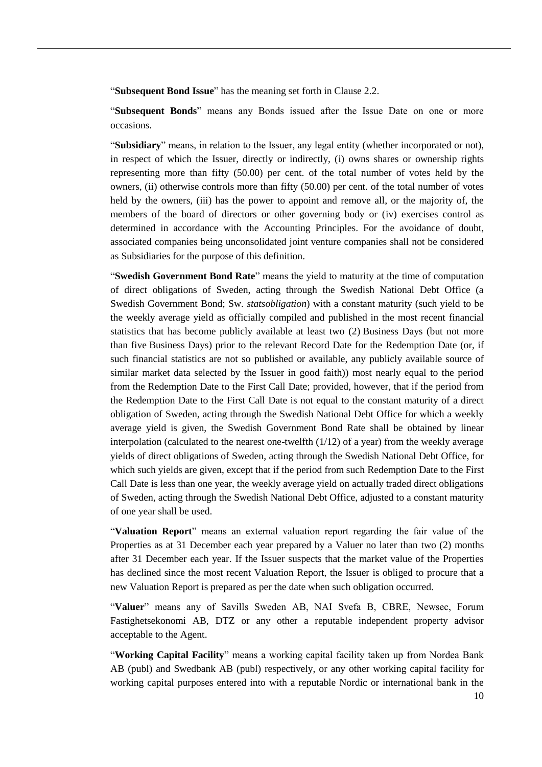"**Subsequent Bond Issue**" has the meaning set forth in Clause 2.2.

"**Subsequent Bonds**" means any Bonds issued after the Issue Date on one or more occasions.

"**Subsidiary**" means, in relation to the Issuer, any legal entity (whether incorporated or not), in respect of which the Issuer, directly or indirectly, (i) owns shares or ownership rights representing more than fifty (50.00) per cent. of the total number of votes held by the owners, (ii) otherwise controls more than fifty (50.00) per cent. of the total number of votes held by the owners, (iii) has the power to appoint and remove all, or the majority of, the members of the board of directors or other governing body or (iv) exercises control as determined in accordance with the Accounting Principles. For the avoidance of doubt, associated companies being unconsolidated joint venture companies shall not be considered as Subsidiaries for the purpose of this definition.

"**Swedish Government Bond Rate**" means the yield to maturity at the time of computation of direct obligations of Sweden, acting through the Swedish National Debt Office (a Swedish Government Bond; Sw. *statsobligation*) with a constant maturity (such yield to be the weekly average yield as officially compiled and published in the most recent financial statistics that has become publicly available at least two (2) Business Days (but not more than five Business Days) prior to the relevant Record Date for the Redemption Date (or, if such financial statistics are not so published or available, any publicly available source of similar market data selected by the Issuer in good faith)) most nearly equal to the period from the Redemption Date to the First Call Date; provided, however, that if the period from the Redemption Date to the First Call Date is not equal to the constant maturity of a direct obligation of Sweden, acting through the Swedish National Debt Office for which a weekly average yield is given, the Swedish Government Bond Rate shall be obtained by linear interpolation (calculated to the nearest one-twelfth (1/12) of a year) from the weekly average yields of direct obligations of Sweden, acting through the Swedish National Debt Office, for which such yields are given, except that if the period from such Redemption Date to the First Call Date is less than one year, the weekly average yield on actually traded direct obligations of Sweden, acting through the Swedish National Debt Office, adjusted to a constant maturity of one year shall be used.

"**Valuation Report**" means an external valuation report regarding the fair value of the Properties as at 31 December each year prepared by a Valuer no later than two (2) months after 31 December each year. If the Issuer suspects that the market value of the Properties has declined since the most recent Valuation Report, the Issuer is obliged to procure that a new Valuation Report is prepared as per the date when such obligation occurred.

"**Valuer**" means any of Savills Sweden AB, NAI Svefa B, CBRE, Newsec, Forum Fastighetsekonomi AB, DTZ or any other a reputable independent property advisor acceptable to the Agent.

"**Working Capital Facility**" means a working capital facility taken up from Nordea Bank AB (publ) and Swedbank AB (publ) respectively, or any other working capital facility for working capital purposes entered into with a reputable Nordic or international bank in the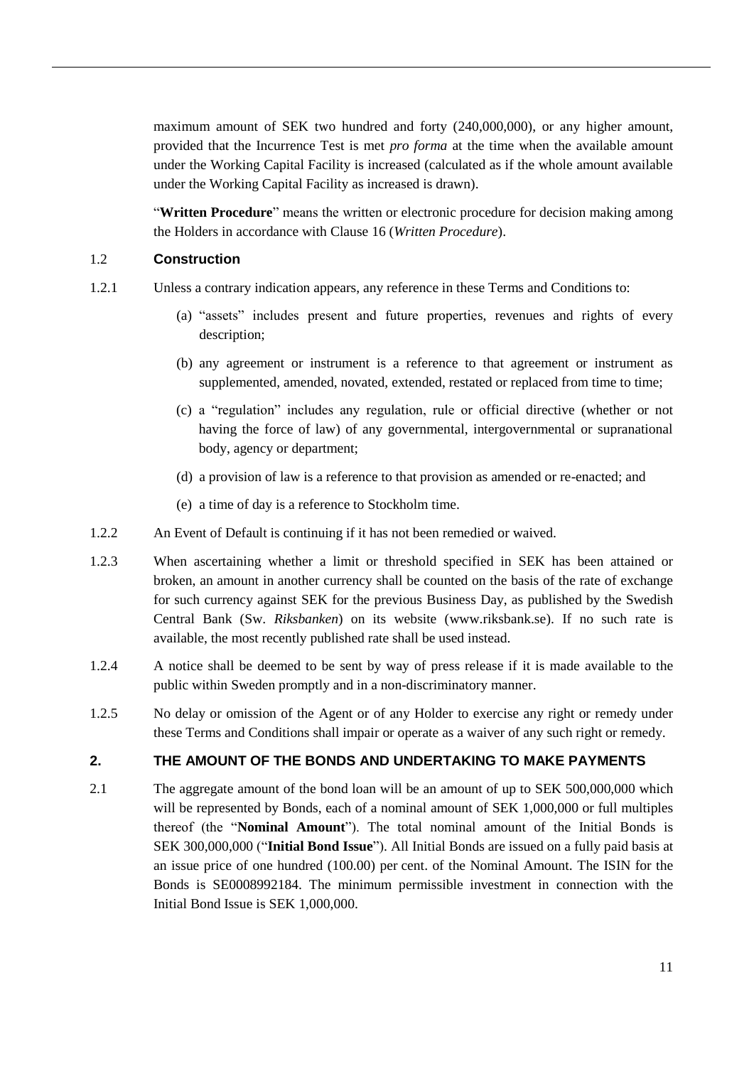maximum amount of SEK two hundred and forty (240,000,000), or any higher amount, provided that the Incurrence Test is met *pro forma* at the time when the available amount under the Working Capital Facility is increased (calculated as if the whole amount available under the Working Capital Facility as increased is drawn).

"**Written Procedure**" means the written or electronic procedure for decision making among the Holders in accordance with Clause 16 (*Written Procedure*).

### 1.2 Construction

1.2.1 Unless a contrary indication appears, any reference in these Terms and Conditions to:

(a) "assets" includes present and future properties, revenues and rights of every description;

(b) any agreement or instrument is a reference to that agreement or instrument as supplemented, amended, novated, extended, restated or replaced from time to time;

(c) a "regulation" includes any regulation, rule or official directive (whether or not having the force of law) of any governmental, intergovernmental or supranational body, agency or department;

(d) a provision of law is a reference to that provision as amended or re-enacted; and

(e) a time of day is a reference to Stockholm time.

1.2.2 An Event of Default is continuing if it has not been remedied or waived.

1.2.3 When ascertaining whether a limit or threshold specified in SEK has been attained or broken, an amount in another currency shall be counted on the basis of the rate of exchange for such currency against SEK for the previous Business Day, as published by the Swedish Central Bank (Sw. *Riksbanken*) on its website (www.riksbank.se). If no such rate is available, the most recently published rate shall be used instead.

1.2.4 A notice shall be deemed to be sent by way of press release if it is made available to the public within Sweden promptly and in a non-discriminatory manner.

1.2.5 No delay or omission of the Agent or of any Holder to exercise any right or remedy under these Terms and Conditions shall impair or operate as a waiver of any such right or remedy.

## 2. THE AMOUNT OF THE BONDS AND UNDERTAKING TO MAKE PAYMENTS

2.1 The aggregate amount of the bond loan will be an amount of up to SEK 500,000,000 which will be represented by Bonds, each of a nominal amount of SEK 1,000,000 or full multiples thereof (the "**Nominal Amount**"). The total nominal amount of the Initial Bonds is SEK 300,000,000 ("**Initial Bond Issue**"). All Initial Bonds are issued on a fully paid basis at an issue price of one hundred (100.00) per cent. of the Nominal Amount. The ISIN for the Bonds is SE0008992184. The minimum permissible investment in connection with the Initial Bond Issue is SEK 1,000,000.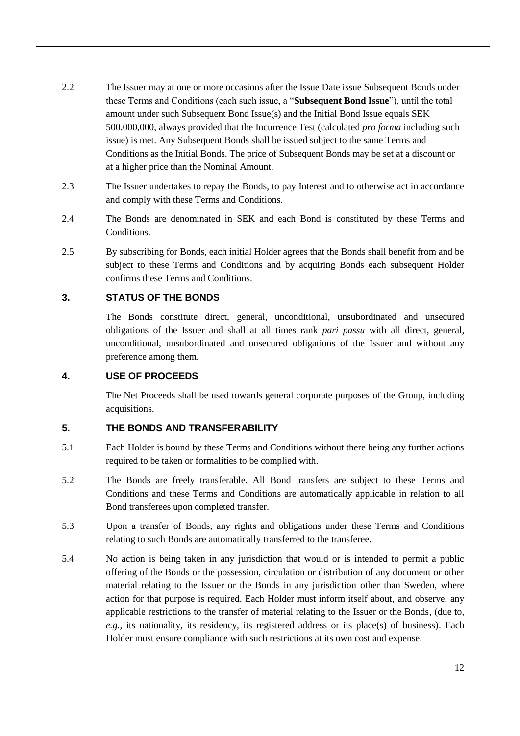2.2 The Issuer may at one or more occasions after the Issue Date issue Subsequent Bonds under these Terms and Conditions (each such issue, a "**Subsequent Bond Issue**"), until the total amount under such Subsequent Bond Issue(s) and the Initial Bond Issue equals SEK 500,000,000, always provided that the Incurrence Test (calculated *pro forma* including such issue) is met. Any Subsequent Bonds shall be issued subject to the same Terms and Conditions as the Initial Bonds. The price of Subsequent Bonds may be set at a discount or at a higher price than the Nominal Amount.

2.3 The Issuer undertakes to repay the Bonds, to pay Interest and to otherwise act in accordance and comply with these Terms and Conditions.

2.4 The Bonds are denominated in SEK and each Bond is constituted by these Terms and Conditions.

2.5 By subscribing for Bonds, each initial Holder agrees that the Bonds shall benefit from and be subject to these Terms and Conditions and by acquiring Bonds each subsequent Holder confirms these Terms and Conditions.

## 3. STATUS OF THE BONDS

The Bonds constitute direct, general, unconditional, unsubordinated and unsecured obligations of the Issuer and shall at all times rank *pari passu* with all direct, general, unconditional, unsubordinated and unsecured obligations of the Issuer and without any preference among them.

## 4. USE OF PROCEEDS

The Net Proceeds shall be used towards general corporate purposes of the Group, including acquisitions.

## 5. THE BONDS AND TRANSFERABILITY

5.1 Each Holder is bound by these Terms and Conditions without there being any further actions required to be taken or formalities to be complied with.

5.2 The Bonds are freely transferable. All Bond transfers are subject to these Terms and Conditions and these Terms and Conditions are automatically applicable in relation to all Bond transferees upon completed transfer.

5.3 Upon a transfer of Bonds, any rights and obligations under these Terms and Conditions relating to such Bonds are automatically transferred to the transferee.

5.4 No action is being taken in any jurisdiction that would or is intended to permit a public offering of the Bonds or the possession, circulation or distribution of any document or other material relating to the Issuer or the Bonds in any jurisdiction other than Sweden, where action for that purpose is required. Each Holder must inform itself about, and observe, any applicable restrictions to the transfer of material relating to the Issuer or the Bonds, (due to, *e.g.*, its nationality, its residency, its registered address or its place(s) of business). Each Holder must ensure compliance with such restrictions at its own cost and expense.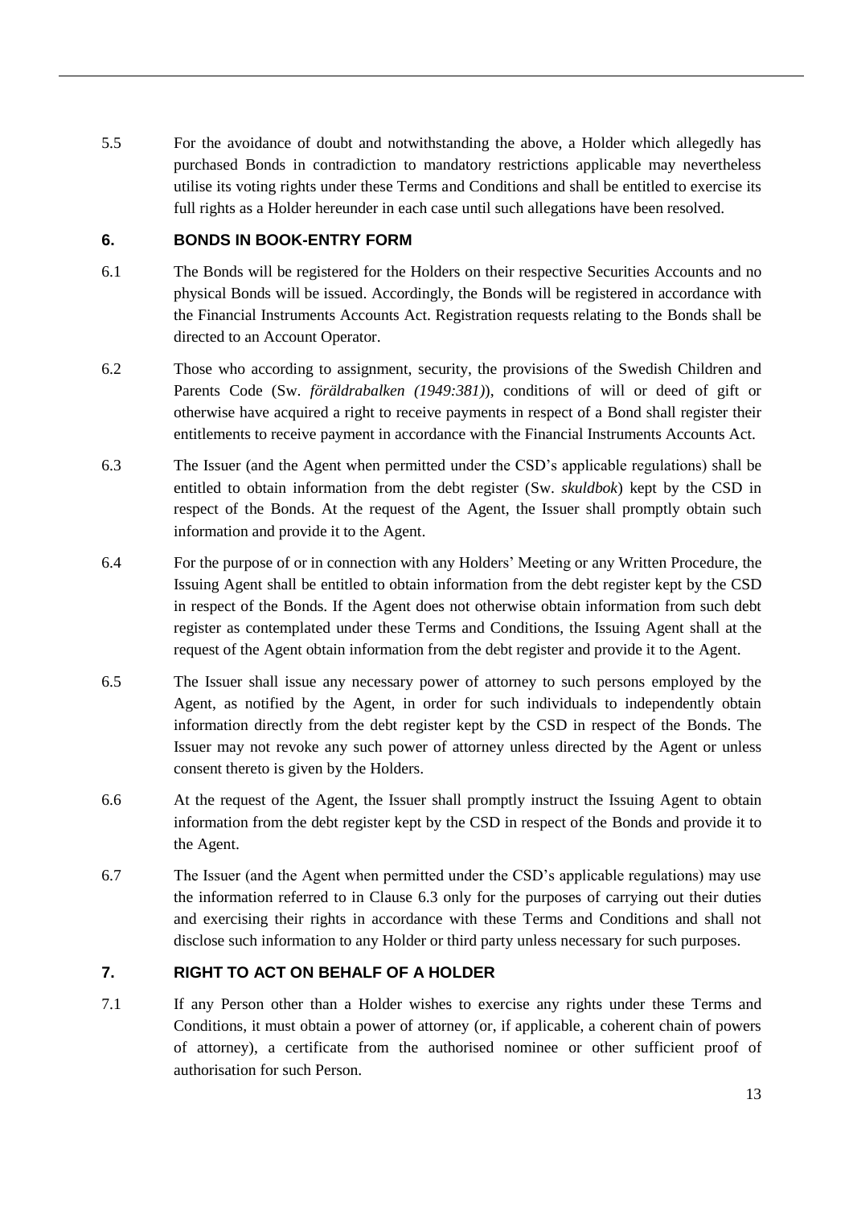5.5 For the avoidance of doubt and notwithstanding the above, a Holder which allegedly has purchased Bonds in contradiction to mandatory restrictions applicable may nevertheless utilise its voting rights under these Terms and Conditions and shall be entitled to exercise its full rights as a Holder hereunder in each case until such allegations have been resolved.

## 6. BONDS IN BOOK-ENTRY FORM

6.1 The Bonds will be registered for the Holders on their respective Securities Accounts and no physical Bonds will be issued. Accordingly, the Bonds will be registered in accordance with the Financial Instruments Accounts Act. Registration requests relating to the Bonds shall be directed to an Account Operator.

6.2 Those who according to assignment, security, the provisions of the Swedish Children and Parents Code (Sw. *föräldrabalken (1949:381)*), conditions of will or deed of gift or otherwise have acquired a right to receive payments in respect of a Bond shall register their entitlements to receive payment in accordance with the Financial Instruments Accounts Act.

6.3 The Issuer (and the Agent when permitted under the CSD's applicable regulations) shall be entitled to obtain information from the debt register (Sw. *skuldbok*) kept by the CSD in respect of the Bonds. At the request of the Agent, the Issuer shall promptly obtain such information and provide it to the Agent.

6.4 For the purpose of or in connection with any Holders' Meeting or any Written Procedure, the Issuing Agent shall be entitled to obtain information from the debt register kept by the CSD in respect of the Bonds. If the Agent does not otherwise obtain information from such debt register as contemplated under these Terms and Conditions, the Issuing Agent shall at the request of the Agent obtain information from the debt register and provide it to the Agent.

6.5 The Issuer shall issue any necessary power of attorney to such persons employed by the Agent, as notified by the Agent, in order for such individuals to independently obtain information directly from the debt register kept by the CSD in respect of the Bonds. The Issuer may not revoke any such power of attorney unless directed by the Agent or unless consent thereto is given by the Holders.

6.6 At the request of the Agent, the Issuer shall promptly instruct the Issuing Agent to obtain information from the debt register kept by the CSD in respect of the Bonds and provide it to the Agent.

6.7 The Issuer (and the Agent when permitted under the CSD's applicable regulations) may use the information referred to in Clause 6.3 only for the purposes of carrying out their duties and exercising their rights in accordance with these Terms and Conditions and shall not disclose such information to any Holder or third party unless necessary for such purposes.

## 7. RIGHT TO ACT ON BEHALF OF A HOLDER

7.1 If any Person other than a Holder wishes to exercise any rights under these Terms and Conditions, it must obtain a power of attorney (or, if applicable, a coherent chain of powers of attorney), a certificate from the authorised nominee or other sufficient proof of authorisation for such Person.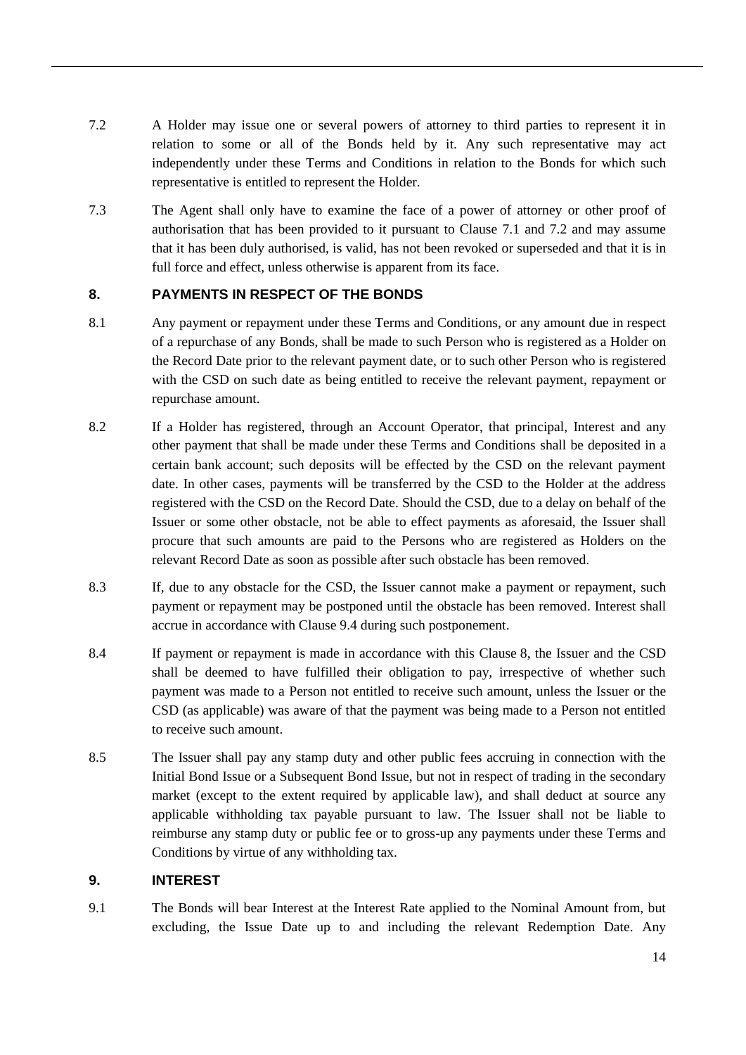7.2 A Holder may issue one or several powers of attorney to third parties to represent it in relation to some or all of the Bonds held by it. Any such representative may act independently under these Terms and Conditions in relation to the Bonds for which such representative is entitled to represent the Holder.

7.3 The Agent shall only have to examine the face of a power of attorney or other proof of authorisation that has been provided to it pursuant to Clause 7.1 and 7.2 and may assume that it has been duly authorised, is valid, has not been revoked or superseded and that it is in full force and effect, unless otherwise is apparent from its face.

## 8. PAYMENTS IN RESPECT OF THE BONDS

8.1 Any payment or repayment under these Terms and Conditions, or any amount due in respect of a repurchase of any Bonds, shall be made to such Person who is registered as a Holder on the Record Date prior to the relevant payment date, or to such other Person who is registered with the CSD on such date as being entitled to receive the relevant payment, repayment or repurchase amount.

8.2 If a Holder has registered, through an Account Operator, that principal, Interest and any other payment that shall be made under these Terms and Conditions shall be deposited in a certain bank account; such deposits will be effected by the CSD on the relevant payment date. In other cases, payments will be transferred by the CSD to the Holder at the address registered with the CSD on the Record Date. Should the CSD, due to a delay on behalf of the Issuer or some other obstacle, not be able to effect payments as aforesaid, the Issuer shall procure that such amounts are paid to the Persons who are registered as Holders on the relevant Record Date as soon as possible after such obstacle has been removed.

8.3 If, due to any obstacle for the CSD, the Issuer cannot make a payment or repayment, such payment or repayment may be postponed until the obstacle has been removed. Interest shall accrue in accordance with Clause 9.4 during such postponement.

8.4 If payment or repayment is made in accordance with this Clause 8, the Issuer and the CSD shall be deemed to have fulfilled their obligation to pay, irrespective of whether such payment was made to a Person not entitled to receive such amount, unless the Issuer or the CSD (as applicable) was aware of that the payment was being made to a Person not entitled to receive such amount.

8.5 The Issuer shall pay any stamp duty and other public fees accruing in connection with the Initial Bond Issue or a Subsequent Bond Issue, but not in respect of trading in the secondary market (except to the extent required by applicable law), and shall deduct at source any applicable withholding tax payable pursuant to law. The Issuer shall not be liable to reimburse any stamp duty or public fee or to gross-up any payments under these Terms and Conditions by virtue of any withholding tax.

## 9. INTEREST

9.1 The Bonds will bear Interest at the Interest Rate applied to the Nominal Amount from, but excluding, the Issue Date up to and including the relevant Redemption Date. Any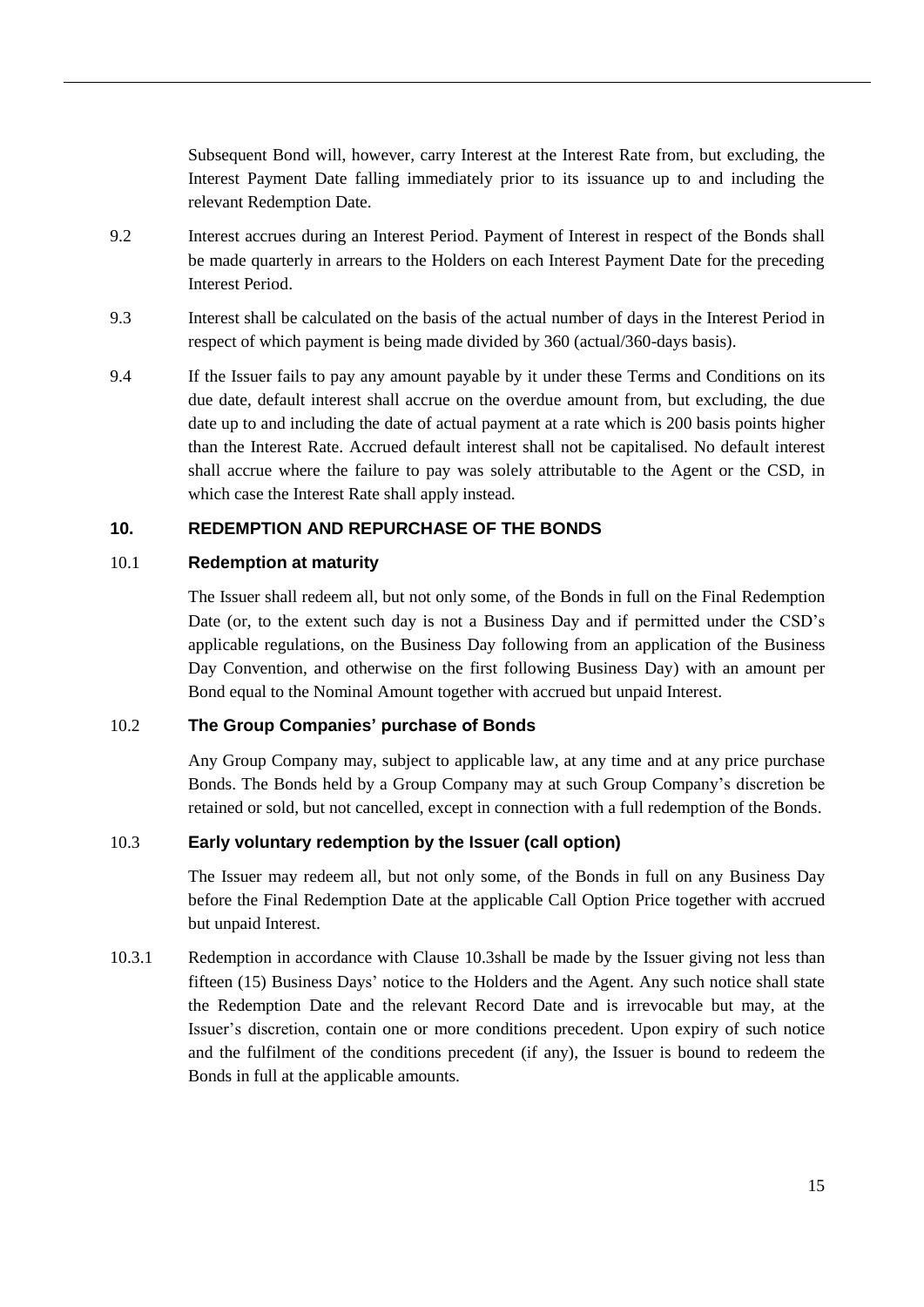Subsequent Bond will, however, carry Interest at the Interest Rate from, but excluding, the Interest Payment Date falling immediately prior to its issuance up to and including the relevant Redemption Date.

9.2 Interest accrues during an Interest Period. Payment of Interest in respect of the Bonds shall be made quarterly in arrears to the Holders on each Interest Payment Date for the preceding Interest Period.

9.3 Interest shall be calculated on the basis of the actual number of days in the Interest Period in respect of which payment is being made divided by 360 (actual/360-days basis).

9.4 If the Issuer fails to pay any amount payable by it under these Terms and Conditions on its due date, default interest shall accrue on the overdue amount from, but excluding, the due date up to and including the date of actual payment at a rate which is 200 basis points higher than the Interest Rate. Accrued default interest shall not be capitalised. No default interest shall accrue where the failure to pay was solely attributable to the Agent or the CSD, in which case the Interest Rate shall apply instead.

## 10. REDEMPTION AND REPURCHASE OF THE BONDS

### 10.1 Redemption at maturity

The Issuer shall redeem all, but not only some, of the Bonds in full on the Final Redemption Date (or, to the extent such day is not a Business Day and if permitted under the CSD's applicable regulations, on the Business Day following from an application of the Business Day Convention, and otherwise on the first following Business Day) with an amount per Bond equal to the Nominal Amount together with accrued but unpaid Interest.

### 10.2 The Group Companies' purchase of Bonds

Any Group Company may, subject to applicable law, at any time and at any price purchase Bonds. The Bonds held by a Group Company may at such Group Company's discretion be retained or sold, but not cancelled, except in connection with a full redemption of the Bonds.

### 10.3 Early voluntary redemption by the Issuer (call option)

The Issuer may redeem all, but not only some, of the Bonds in full on any Business Day before the Final Redemption Date at the applicable Call Option Price together with accrued but unpaid Interest.

10.3.1 Redemption in accordance with Clause 10.3shall be made by the Issuer giving not less than fifteen (15) Business Days' notice to the Holders and the Agent. Any such notice shall state the Redemption Date and the relevant Record Date and is irrevocable but may, at the Issuer's discretion, contain one or more conditions precedent. Upon expiry of such notice and the fulfilment of the conditions precedent (if any), the Issuer is bound to redeem the Bonds in full at the applicable amounts.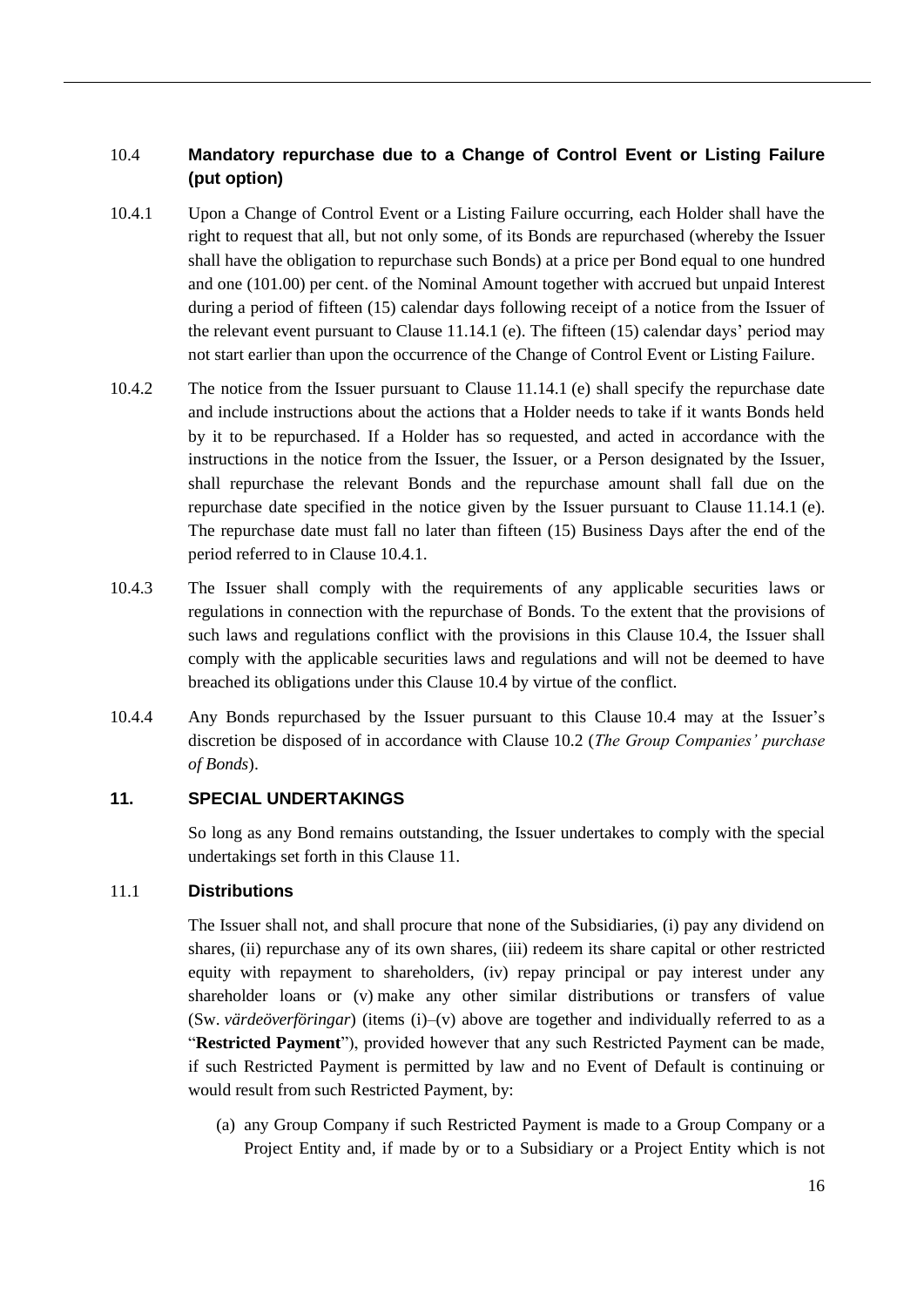### 10.4 **Mandatory repurchase due to a Change of Control Event or Listing Failure (put option)**

10.4.1 Upon a Change of Control Event or a Listing Failure occurring, each Holder shall have the right to request that all, but not only some, of its Bonds are repurchased (whereby the Issuer shall have the obligation to repurchase such Bonds) at a price per Bond equal to one hundred and one (101.00) per cent. of the Nominal Amount together with accrued but unpaid Interest during a period of fifteen (15) calendar days following receipt of a notice from the Issuer of the relevant event pursuant to Clause 11.14.1 (e). The fifteen (15) calendar days' period may not start earlier than upon the occurrence of the Change of Control Event or Listing Failure.

10.4.2 The notice from the Issuer pursuant to Clause 11.14.1 (e) shall specify the repurchase date and include instructions about the actions that a Holder needs to take if it wants Bonds held by it to be repurchased. If a Holder has so requested, and acted in accordance with the instructions in the notice from the Issuer, the Issuer, or a Person designated by the Issuer, shall repurchase the relevant Bonds and the repurchase amount shall fall due on the repurchase date specified in the notice given by the Issuer pursuant to Clause 11.14.1 (e). The repurchase date must fall no later than fifteen (15) Business Days after the end of the period referred to in Clause 10.4.1.

10.4.3 The Issuer shall comply with the requirements of any applicable securities laws or regulations in connection with the repurchase of Bonds. To the extent that the provisions of such laws and regulations conflict with the provisions in this Clause 10.4, the Issuer shall comply with the applicable securities laws and regulations and will not be deemed to have breached its obligations under this Clause 10.4 by virtue of the conflict.

10.4.4 Any Bonds repurchased by the Issuer pursuant to this Clause 10.4 may at the Issuer's discretion be disposed of in accordance with Clause 10.2 (*The Group Companies' purchase of Bonds*).

## 11. SPECIAL UNDERTAKINGS

So long as any Bond remains outstanding, the Issuer undertakes to comply with the special undertakings set forth in this Clause 11.

### 11.1 **Distributions**

The Issuer shall not, and shall procure that none of the Subsidiaries, (i) pay any dividend on shares, (ii) repurchase any of its own shares, (iii) redeem its share capital or other restricted equity with repayment to shareholders, (iv) repay principal or pay interest under any shareholder loans or (v) make any other similar distributions or transfers of value (Sw. *värdeöverföringar*) (items (i)–(v) above are together and individually referred to as a "**Restricted Payment**"), provided however that any such Restricted Payment can be made, if such Restricted Payment is permitted by law and no Event of Default is continuing or would result from such Restricted Payment, by:

(a) any Group Company if such Restricted Payment is made to a Group Company or a Project Entity and, if made by or to a Subsidiary or a Project Entity which is not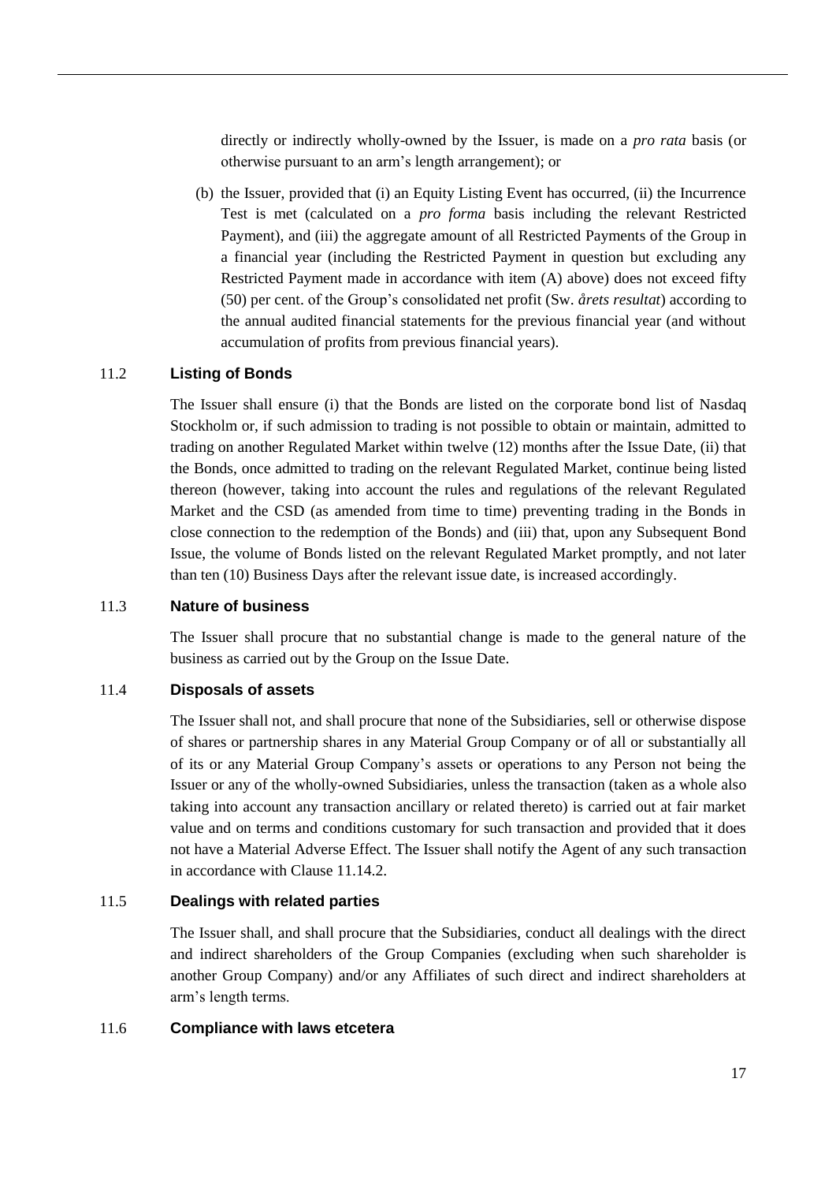directly or indirectly wholly-owned by the Issuer, is made on a *pro rata* basis (or otherwise pursuant to an arm's length arrangement); or

(b) the Issuer, provided that (i) an Equity Listing Event has occurred, (ii) the Incurrence Test is met (calculated on a *pro forma* basis including the relevant Restricted Payment), and (iii) the aggregate amount of all Restricted Payments of the Group in a financial year (including the Restricted Payment in question but excluding any Restricted Payment made in accordance with item (A) above) does not exceed fifty (50) per cent. of the Group's consolidated net profit (Sw. *årets resultat*) according to the annual audited financial statements for the previous financial year (and without accumulation of profits from previous financial years).

### 11.2 Listing of Bonds

The Issuer shall ensure (i) that the Bonds are listed on the corporate bond list of Nasdaq Stockholm or, if such admission to trading is not possible to obtain or maintain, admitted to trading on another Regulated Market within twelve (12) months after the Issue Date, (ii) that the Bonds, once admitted to trading on the relevant Regulated Market, continue being listed thereon (however, taking into account the rules and regulations of the relevant Regulated Market and the CSD (as amended from time to time) preventing trading in the Bonds in close connection to the redemption of the Bonds) and (iii) that, upon any Subsequent Bond Issue, the volume of Bonds listed on the relevant Regulated Market promptly, and not later than ten (10) Business Days after the relevant issue date, is increased accordingly.

### 11.3 Nature of business

The Issuer shall procure that no substantial change is made to the general nature of the business as carried out by the Group on the Issue Date.

### 11.4 Disposals of assets

The Issuer shall not, and shall procure that none of the Subsidiaries, sell or otherwise dispose of shares or partnership shares in any Material Group Company or of all or substantially all of its or any Material Group Company's assets or operations to any Person not being the Issuer or any of the wholly-owned Subsidiaries, unless the transaction (taken as a whole also taking into account any transaction ancillary or related thereto) is carried out at fair market value and on terms and conditions customary for such transaction and provided that it does not have a Material Adverse Effect. The Issuer shall notify the Agent of any such transaction in accordance with Clause 11.14.2.

### 11.5 Dealings with related parties

The Issuer shall, and shall procure that the Subsidiaries, conduct all dealings with the direct and indirect shareholders of the Group Companies (excluding when such shareholder is another Group Company) and/or any Affiliates of such direct and indirect shareholders at arm's length terms.

### 11.6 Compliance with laws etcetera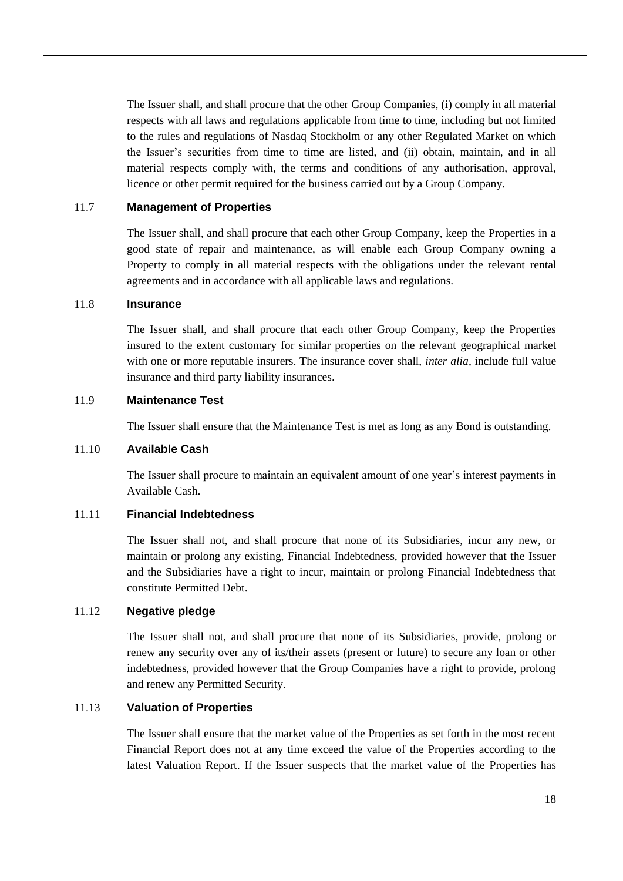The Issuer shall, and shall procure that the other Group Companies, (i) comply in all material respects with all laws and regulations applicable from time to time, including but not limited to the rules and regulations of Nasdaq Stockholm or any other Regulated Market on which the Issuer's securities from time to time are listed, and (ii) obtain, maintain, and in all material respects comply with, the terms and conditions of any authorisation, approval, licence or other permit required for the business carried out by a Group Company.

### 11.7 Management of Properties

The Issuer shall, and shall procure that each other Group Company, keep the Properties in a good state of repair and maintenance, as will enable each Group Company owning a Property to comply in all material respects with the obligations under the relevant rental agreements and in accordance with all applicable laws and regulations.

### 11.8 Insurance

The Issuer shall, and shall procure that each other Group Company, keep the Properties insured to the extent customary for similar properties on the relevant geographical market with one or more reputable insurers. The insurance cover shall, *inter alia*, include full value insurance and third party liability insurances.

### 11.9 Maintenance Test

The Issuer shall ensure that the Maintenance Test is met as long as any Bond is outstanding.

### 11.10 Available Cash

The Issuer shall procure to maintain an equivalent amount of one year's interest payments in Available Cash.

### 11.11 Financial Indebtedness

The Issuer shall not, and shall procure that none of its Subsidiaries, incur any new, or maintain or prolong any existing, Financial Indebtedness, provided however that the Issuer and the Subsidiaries have a right to incur, maintain or prolong Financial Indebtedness that constitute Permitted Debt.

### 11.12 Negative pledge

The Issuer shall not, and shall procure that none of its Subsidiaries, provide, prolong or renew any security over any of its/their assets (present or future) to secure any loan or other indebtedness, provided however that the Group Companies have a right to provide, prolong and renew any Permitted Security.

### 11.13 Valuation of Properties

The Issuer shall ensure that the market value of the Properties as set forth in the most recent Financial Report does not at any time exceed the value of the Properties according to the latest Valuation Report. If the Issuer suspects that the market value of the Properties has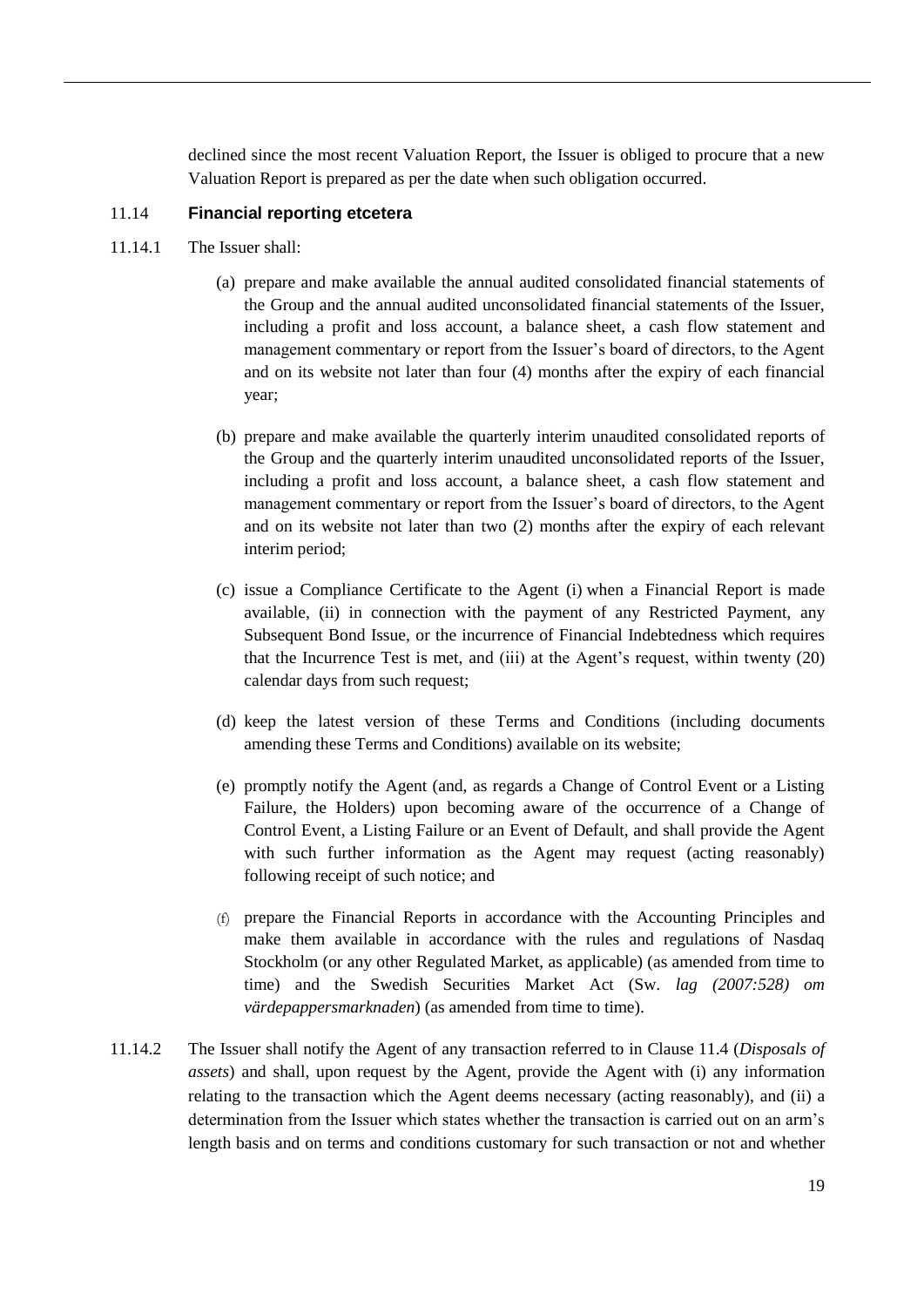declined since the most recent Valuation Report, the Issuer is obliged to procure that a new Valuation Report is prepared as per the date when such obligation occurred.

### 11.14 **Financial reporting etcetera**

11.14.1 The Issuer shall:

(a) prepare and make available the annual audited consolidated financial statements of the Group and the annual audited unconsolidated financial statements of the Issuer, including a profit and loss account, a balance sheet, a cash flow statement and management commentary or report from the Issuer's board of directors, to the Agent and on its website not later than four (4) months after the expiry of each financial year;

(b) prepare and make available the quarterly interim unaudited consolidated reports of the Group and the quarterly interim unaudited unconsolidated reports of the Issuer, including a profit and loss account, a balance sheet, a cash flow statement and management commentary or report from the Issuer's board of directors, to the Agent and on its website not later than two (2) months after the expiry of each relevant interim period;

(c) issue a Compliance Certificate to the Agent (i) when a Financial Report is made available, (ii) in connection with the payment of any Restricted Payment, any Subsequent Bond Issue, or the incurrence of Financial Indebtedness which requires that the Incurrence Test is met, and (iii) at the Agent's request, within twenty (20) calendar days from such request;

(d) keep the latest version of these Terms and Conditions (including documents amending these Terms and Conditions) available on its website;

(e) promptly notify the Agent (and, as regards a Change of Control Event or a Listing Failure, the Holders) upon becoming aware of the occurrence of a Change of Control Event, a Listing Failure or an Event of Default, and shall provide the Agent with such further information as the Agent may request (acting reasonably) following receipt of such notice; and

(f) prepare the Financial Reports in accordance with the Accounting Principles and make them available in accordance with the rules and regulations of Nasdaq Stockholm (or any other Regulated Market, as applicable) (as amended from time to time) and the Swedish Securities Market Act (Sw. *lag (2007:528) om värdepappersmarknaden*) (as amended from time to time).

11.14.2 The Issuer shall notify the Agent of any transaction referred to in Clause 11.4 (*Disposals of assets*) and shall, upon request by the Agent, provide the Agent with (i) any information relating to the transaction which the Agent deems necessary (acting reasonably), and (ii) a determination from the Issuer which states whether the transaction is carried out on an arm's length basis and on terms and conditions customary for such transaction or not and whether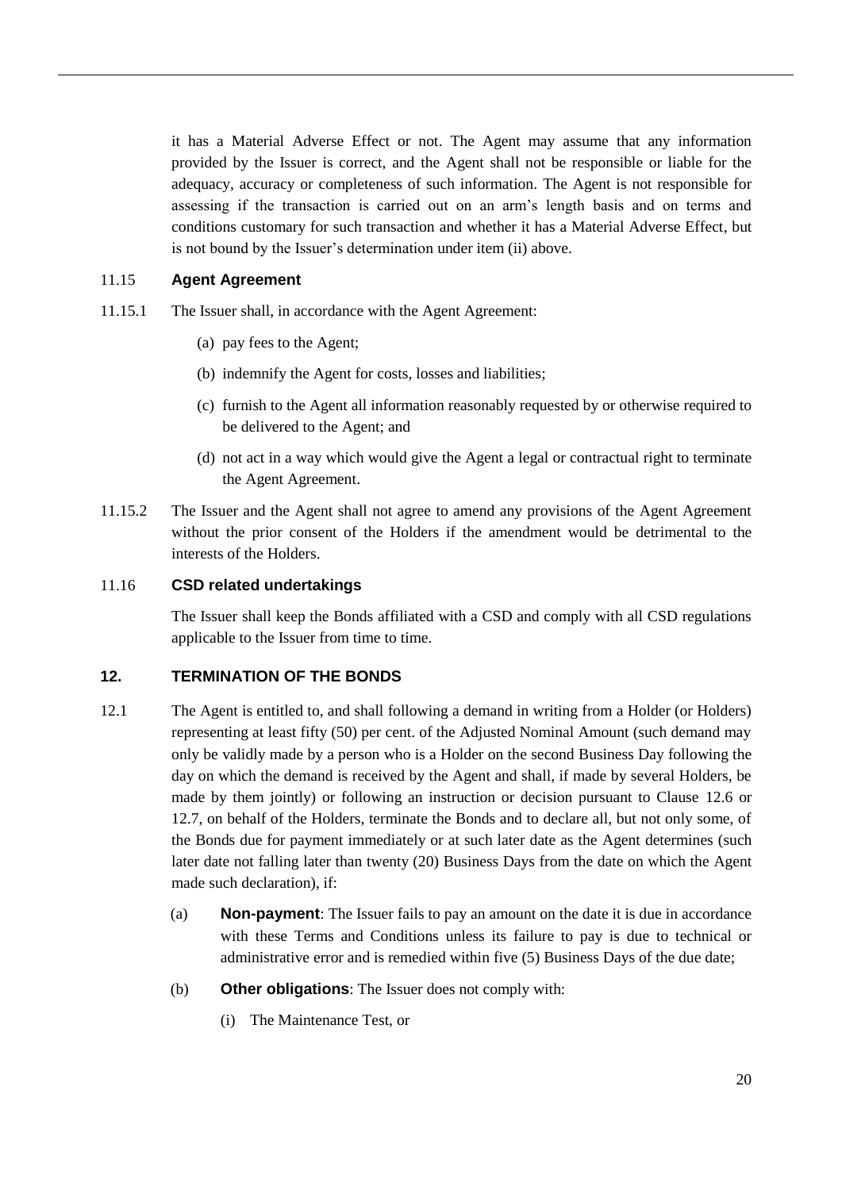it has a Material Adverse Effect or not. The Agent may assume that any information provided by the Issuer is correct, and the Agent shall not be responsible or liable for the adequacy, accuracy or completeness of such information. The Agent is not responsible for assessing if the transaction is carried out on an arm's length basis and on terms and conditions customary for such transaction and whether it has a Material Adverse Effect, but is not bound by the Issuer's determination under item (ii) above.

### 11.15 Agent Agreement

11.15.1 The Issuer shall, in accordance with the Agent Agreement:

(a) pay fees to the Agent;

(b) indemnify the Agent for costs, losses and liabilities;

(c) furnish to the Agent all information reasonably requested by or otherwise required to be delivered to the Agent; and

(d) not act in a way which would give the Agent a legal or contractual right to terminate the Agent Agreement.

11.15.2 The Issuer and the Agent shall not agree to amend any provisions of the Agent Agreement without the prior consent of the Holders if the amendment would be detrimental to the interests of the Holders.

### 11.16 CSD related undertakings

The Issuer shall keep the Bonds affiliated with a CSD and comply with all CSD regulations applicable to the Issuer from time to time.

## 12. TERMINATION OF THE BONDS

12.1 The Agent is entitled to, and shall following a demand in writing from a Holder (or Holders) representing at least fifty (50) per cent. of the Adjusted Nominal Amount (such demand may only be validly made by a person who is a Holder on the second Business Day following the day on which the demand is received by the Agent and shall, if made by several Holders, be made by them jointly) or following an instruction or decision pursuant to Clause 12.6 or 12.7, on behalf of the Holders, terminate the Bonds and to declare all, but not only some, of the Bonds due for payment immediately or at such later date as the Agent determines (such later date not falling later than twenty (20) Business Days from the date on which the Agent made such declaration), if:

(a) **Non-payment**: The Issuer fails to pay an amount on the date it is due in accordance with these Terms and Conditions unless its failure to pay is due to technical or administrative error and is remedied within five (5) Business Days of the due date;

(b) **Other obligations**: The Issuer does not comply with:

(i) The Maintenance Test, or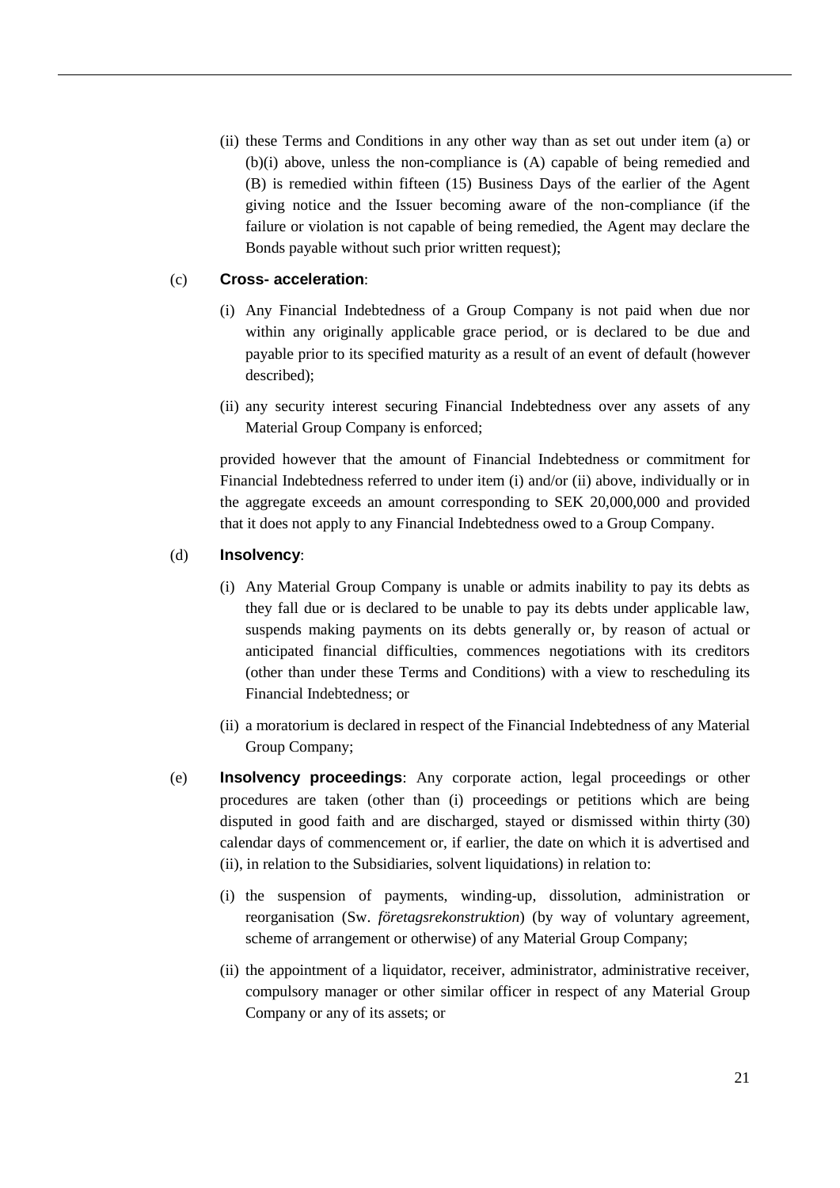(ii) these Terms and Conditions in any other way than as set out under item (a) or (b)(i) above, unless the non-compliance is (A) capable of being remedied and (B) is remedied within fifteen (15) Business Days of the earlier of the Agent giving notice and the Issuer becoming aware of the non-compliance (if the failure or violation is not capable of being remedied, the Agent may declare the Bonds payable without such prior written request);

(c) **Cross- acceleration**:

(i) Any Financial Indebtedness of a Group Company is not paid when due nor within any originally applicable grace period, or is declared to be due and payable prior to its specified maturity as a result of an event of default (however described);

(ii) any security interest securing Financial Indebtedness over any assets of any Material Group Company is enforced;

provided however that the amount of Financial Indebtedness or commitment for Financial Indebtedness referred to under item (i) and/or (ii) above, individually or in the aggregate exceeds an amount corresponding to SEK 20,000,000 and provided that it does not apply to any Financial Indebtedness owed to a Group Company.

(d) **Insolvency**:

(i) Any Material Group Company is unable or admits inability to pay its debts as they fall due or is declared to be unable to pay its debts under applicable law, suspends making payments on its debts generally or, by reason of actual or anticipated financial difficulties, commences negotiations with its creditors (other than under these Terms and Conditions) with a view to rescheduling its Financial Indebtedness; or

(ii) a moratorium is declared in respect of the Financial Indebtedness of any Material Group Company;

(e) **Insolvency proceedings**: Any corporate action, legal proceedings or other procedures are taken (other than (i) proceedings or petitions which are being disputed in good faith and are discharged, stayed or dismissed within thirty (30) calendar days of commencement or, if earlier, the date on which it is advertised and (ii), in relation to the Subsidiaries, solvent liquidations) in relation to:

(i) the suspension of payments, winding-up, dissolution, administration or reorganisation (Sw. *företagsrekonstruktion*) (by way of voluntary agreement, scheme of arrangement or otherwise) of any Material Group Company;

(ii) the appointment of a liquidator, receiver, administrator, administrative receiver, compulsory manager or other similar officer in respect of any Material Group Company or any of its assets; or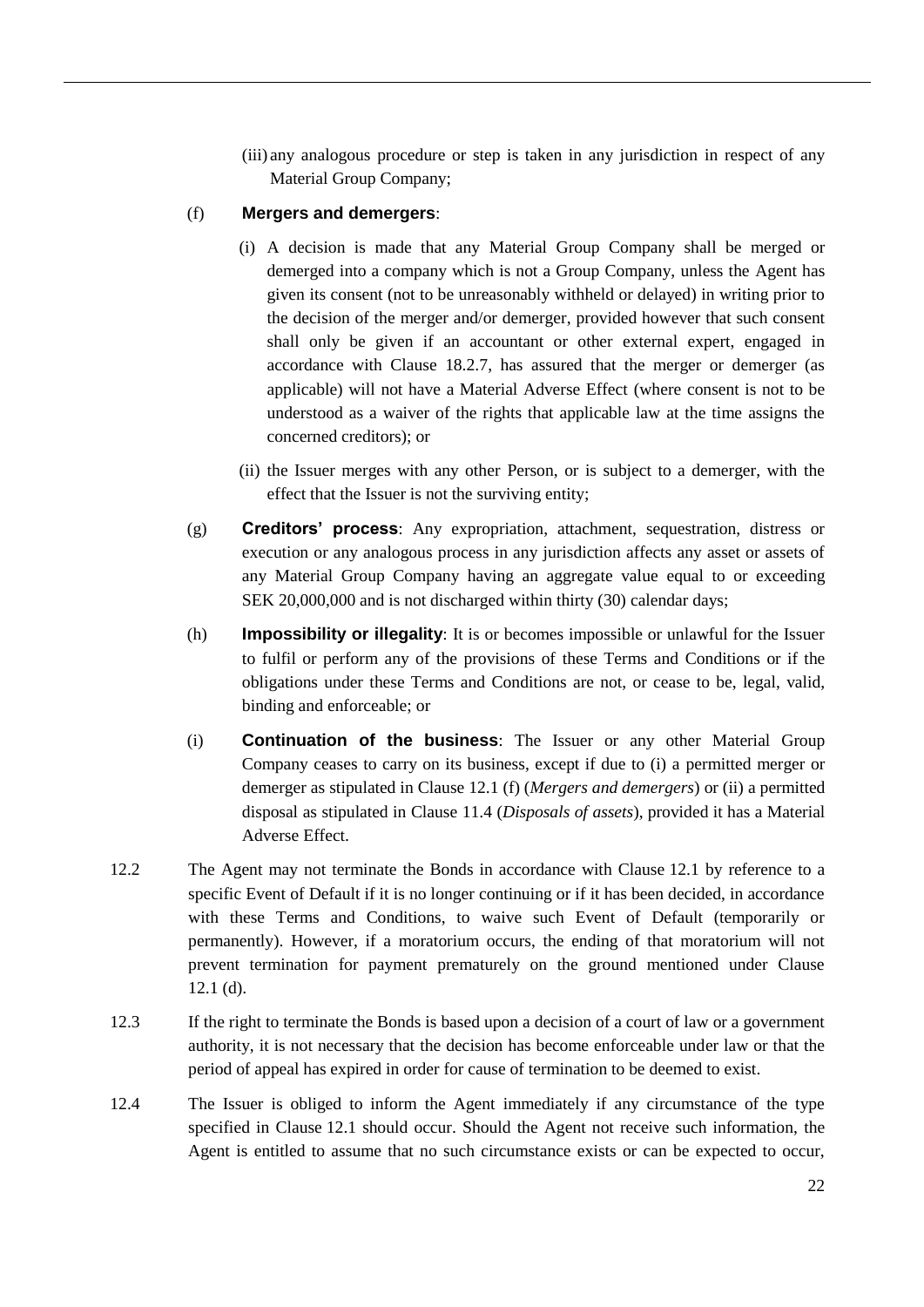(iii) any analogous procedure or step is taken in any jurisdiction in respect of any Material Group Company;

(f) **Mergers and demergers**:

(i) A decision is made that any Material Group Company shall be merged or demerged into a company which is not a Group Company, unless the Agent has given its consent (not to be unreasonably withheld or delayed) in writing prior to the decision of the merger and/or demerger, provided however that such consent shall only be given if an accountant or other external expert, engaged in accordance with Clause 18.2.7, has assured that the merger or demerger (as applicable) will not have a Material Adverse Effect (where consent is not to be understood as a waiver of the rights that applicable law at the time assigns the concerned creditors); or

(ii) the Issuer merges with any other Person, or is subject to a demerger, with the effect that the Issuer is not the surviving entity;

(g) **Creditors' process**: Any expropriation, attachment, sequestration, distress or execution or any analogous process in any jurisdiction affects any asset or assets of any Material Group Company having an aggregate value equal to or exceeding SEK 20,000,000 and is not discharged within thirty (30) calendar days;

(h) **Impossibility or illegality**: It is or becomes impossible or unlawful for the Issuer to fulfil or perform any of the provisions of these Terms and Conditions or if the obligations under these Terms and Conditions are not, or cease to be, legal, valid, binding and enforceable; or

(i) **Continuation of the business**: The Issuer or any other Material Group Company ceases to carry on its business, except if due to (i) a permitted merger or demerger as stipulated in Clause 12.1 (f) (*Mergers and demergers*) or (ii) a permitted disposal as stipulated in Clause 11.4 (*Disposals of assets*), provided it has a Material Adverse Effect.

12.2 The Agent may not terminate the Bonds in accordance with Clause 12.1 by reference to a specific Event of Default if it is no longer continuing or if it has been decided, in accordance with these Terms and Conditions, to waive such Event of Default (temporarily or permanently). However, if a moratorium occurs, the ending of that moratorium will not prevent termination for payment prematurely on the ground mentioned under Clause 12.1 (d).

12.3 If the right to terminate the Bonds is based upon a decision of a court of law or a government authority, it is not necessary that the decision has become enforceable under law or that the period of appeal has expired in order for cause of termination to be deemed to exist.

12.4 The Issuer is obliged to inform the Agent immediately if any circumstance of the type specified in Clause 12.1 should occur. Should the Agent not receive such information, the Agent is entitled to assume that no such circumstance exists or can be expected to occur,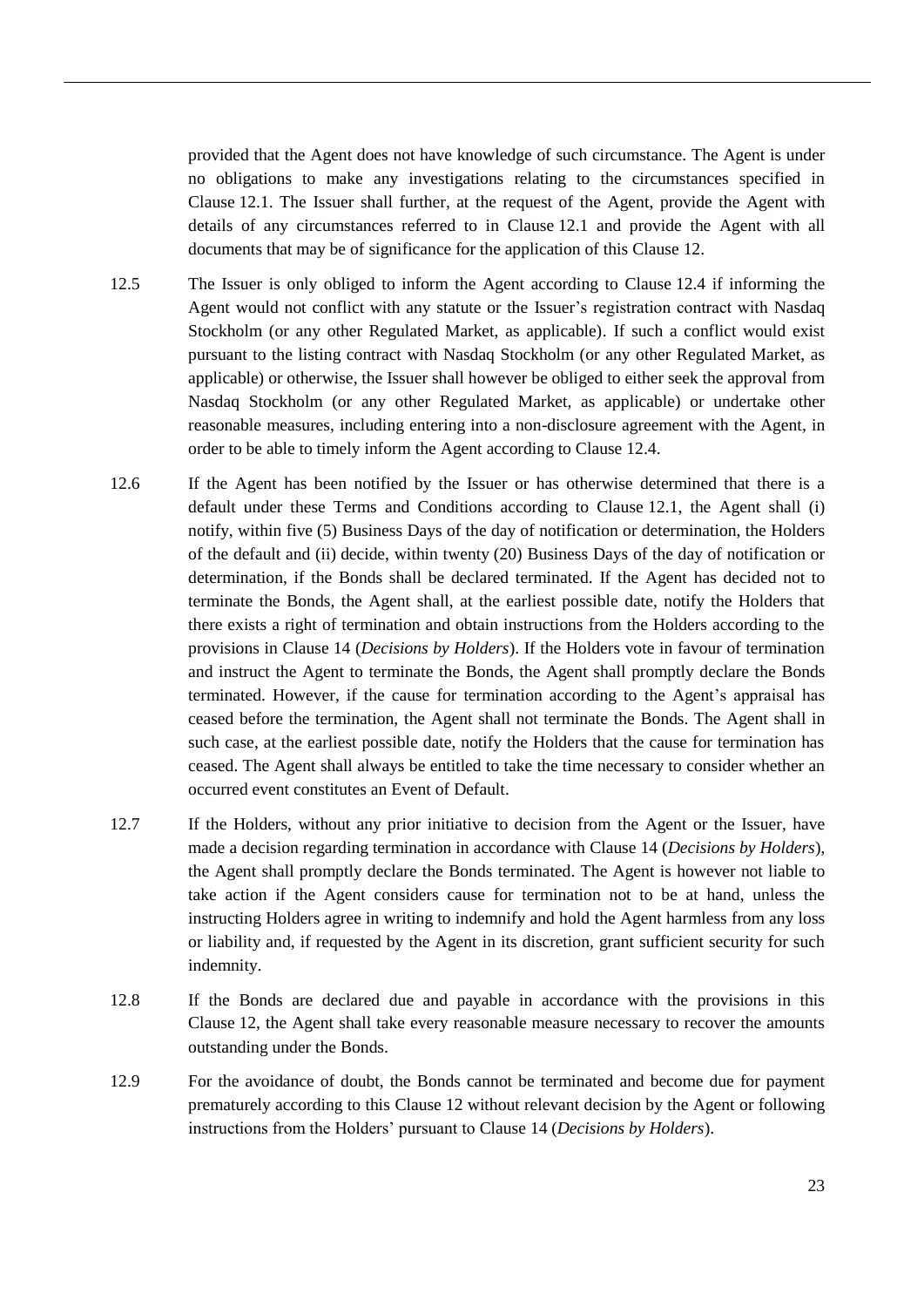provided that the Agent does not have knowledge of such circumstance. The Agent is under no obligations to make any investigations relating to the circumstances specified in Clause 12.1. The Issuer shall further, at the request of the Agent, provide the Agent with details of any circumstances referred to in Clause 12.1 and provide the Agent with all documents that may be of significance for the application of this Clause 12.

12.5 The Issuer is only obliged to inform the Agent according to Clause 12.4 if informing the Agent would not conflict with any statute or the Issuer's registration contract with Nasdaq Stockholm (or any other Regulated Market, as applicable). If such a conflict would exist pursuant to the listing contract with Nasdaq Stockholm (or any other Regulated Market, as applicable) or otherwise, the Issuer shall however be obliged to either seek the approval from Nasdaq Stockholm (or any other Regulated Market, as applicable) or undertake other reasonable measures, including entering into a non-disclosure agreement with the Agent, in order to be able to timely inform the Agent according to Clause 12.4.

12.6 If the Agent has been notified by the Issuer or has otherwise determined that there is a default under these Terms and Conditions according to Clause 12.1, the Agent shall (i) notify, within five (5) Business Days of the day of notification or determination, the Holders of the default and (ii) decide, within twenty (20) Business Days of the day of notification or determination, if the Bonds shall be declared terminated. If the Agent has decided not to terminate the Bonds, the Agent shall, at the earliest possible date, notify the Holders that there exists a right of termination and obtain instructions from the Holders according to the provisions in Clause 14 (*Decisions by Holders*). If the Holders vote in favour of termination and instruct the Agent to terminate the Bonds, the Agent shall promptly declare the Bonds terminated. However, if the cause for termination according to the Agent's appraisal has ceased before the termination, the Agent shall not terminate the Bonds. The Agent shall in such case, at the earliest possible date, notify the Holders that the cause for termination has ceased. The Agent shall always be entitled to take the time necessary to consider whether an occurred event constitutes an Event of Default.

12.7 If the Holders, without any prior initiative to decision from the Agent or the Issuer, have made a decision regarding termination in accordance with Clause 14 (*Decisions by Holders*), the Agent shall promptly declare the Bonds terminated. The Agent is however not liable to take action if the Agent considers cause for termination not to be at hand, unless the instructing Holders agree in writing to indemnify and hold the Agent harmless from any loss or liability and, if requested by the Agent in its discretion, grant sufficient security for such indemnity.

12.8 If the Bonds are declared due and payable in accordance with the provisions in this Clause 12, the Agent shall take every reasonable measure necessary to recover the amounts outstanding under the Bonds.

12.9 For the avoidance of doubt, the Bonds cannot be terminated and become due for payment prematurely according to this Clause 12 without relevant decision by the Agent or following instructions from the Holders' pursuant to Clause 14 (*Decisions by Holders*).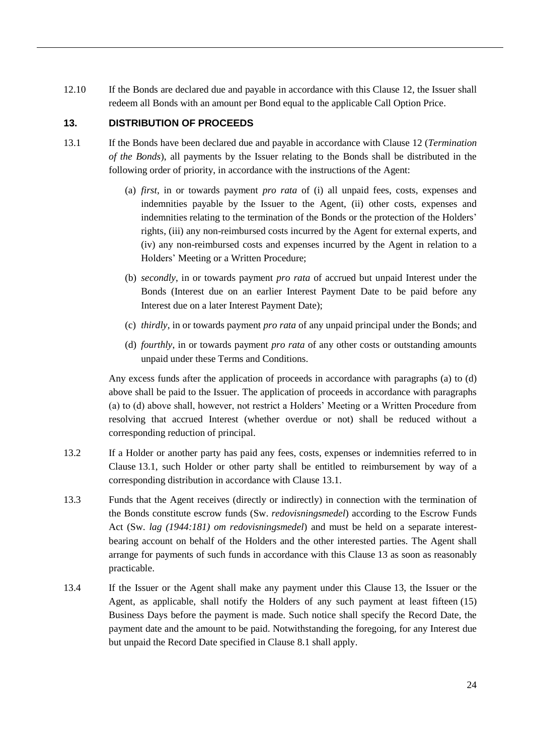12.10 If the Bonds are declared due and payable in accordance with this Clause 12, the Issuer shall redeem all Bonds with an amount per Bond equal to the applicable Call Option Price.

## 13. DISTRIBUTION OF PROCEEDS

13.1 If the Bonds have been declared due and payable in accordance with Clause 12 (*Termination of the Bonds*), all payments by the Issuer relating to the Bonds shall be distributed in the following order of priority, in accordance with the instructions of the Agent:

(a) *first*, in or towards payment *pro rata* of (i) all unpaid fees, costs, expenses and indemnities payable by the Issuer to the Agent, (ii) other costs, expenses and indemnities relating to the termination of the Bonds or the protection of the Holders' rights, (iii) any non-reimbursed costs incurred by the Agent for external experts, and (iv) any non-reimbursed costs and expenses incurred by the Agent in relation to a Holders' Meeting or a Written Procedure;

(b) *secondly*, in or towards payment *pro rata* of accrued but unpaid Interest under the Bonds (Interest due on an earlier Interest Payment Date to be paid before any Interest due on a later Interest Payment Date);

(c) *thirdly*, in or towards payment *pro rata* of any unpaid principal under the Bonds; and

(d) *fourthly*, in or towards payment *pro rata* of any other costs or outstanding amounts unpaid under these Terms and Conditions.

Any excess funds after the application of proceeds in accordance with paragraphs (a) to (d) above shall be paid to the Issuer. The application of proceeds in accordance with paragraphs (a) to (d) above shall, however, not restrict a Holders' Meeting or a Written Procedure from resolving that accrued Interest (whether overdue or not) shall be reduced without a corresponding reduction of principal.

13.2 If a Holder or another party has paid any fees, costs, expenses or indemnities referred to in Clause 13.1, such Holder or other party shall be entitled to reimbursement by way of a corresponding distribution in accordance with Clause 13.1.

13.3 Funds that the Agent receives (directly or indirectly) in connection with the termination of the Bonds constitute escrow funds (Sw. *redovisningsmedel*) according to the Escrow Funds Act (Sw. *lag (1944:181) om redovisningsmedel*) and must be held on a separate interest-bearing account on behalf of the Holders and the other interested parties. The Agent shall arrange for payments of such funds in accordance with this Clause 13 as soon as reasonably practicable.

13.4 If the Issuer or the Agent shall make any payment under this Clause 13, the Issuer or the Agent, as applicable, shall notify the Holders of any such payment at least fifteen (15) Business Days before the payment is made. Such notice shall specify the Record Date, the payment date and the amount to be paid. Notwithstanding the foregoing, for any Interest due but unpaid the Record Date specified in Clause 8.1 shall apply.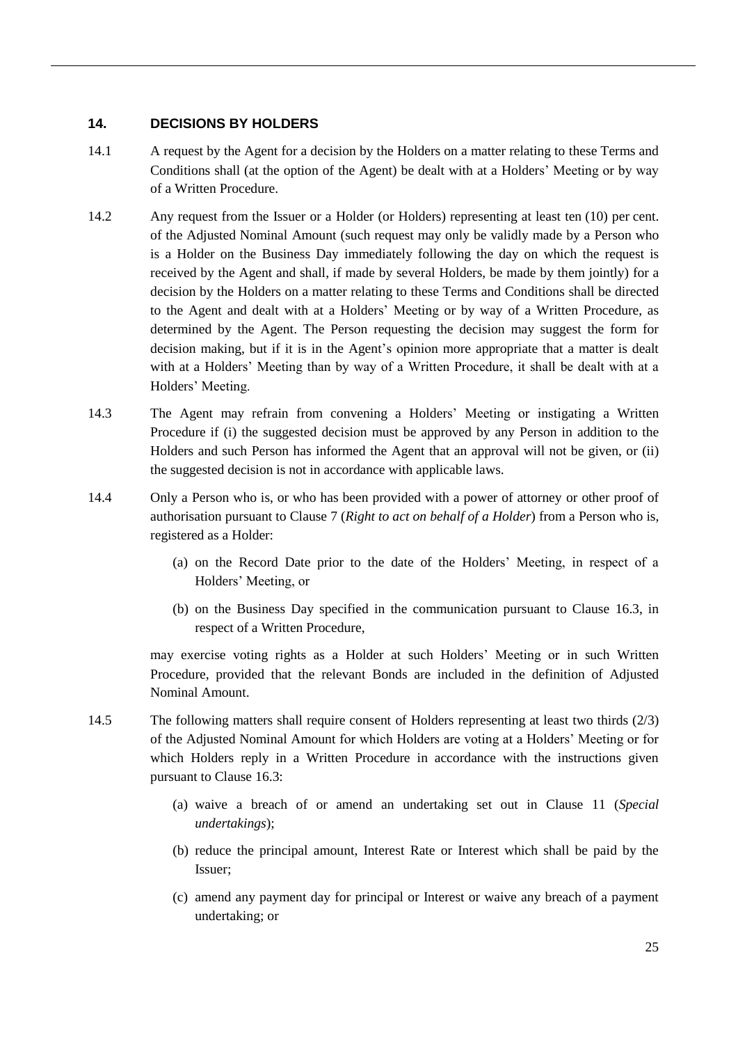## 14. DECISIONS BY HOLDERS

14.1 A request by the Agent for a decision by the Holders on a matter relating to these Terms and Conditions shall (at the option of the Agent) be dealt with at a Holders' Meeting or by way of a Written Procedure.

14.2 Any request from the Issuer or a Holder (or Holders) representing at least ten (10) per cent. of the Adjusted Nominal Amount (such request may only be validly made by a Person who is a Holder on the Business Day immediately following the day on which the request is received by the Agent and shall, if made by several Holders, be made by them jointly) for a decision by the Holders on a matter relating to these Terms and Conditions shall be directed to the Agent and dealt with at a Holders' Meeting or by way of a Written Procedure, as determined by the Agent. The Person requesting the decision may suggest the form for decision making, but if it is in the Agent's opinion more appropriate that a matter is dealt with at a Holders' Meeting than by way of a Written Procedure, it shall be dealt with at a Holders' Meeting.

14.3 The Agent may refrain from convening a Holders' Meeting or instigating a Written Procedure if (i) the suggested decision must be approved by any Person in addition to the Holders and such Person has informed the Agent that an approval will not be given, or (ii) the suggested decision is not in accordance with applicable laws.

14.4 Only a Person who is, or who has been provided with a power of attorney or other proof of authorisation pursuant to Clause 7 (*Right to act on behalf of a Holder*) from a Person who is, registered as a Holder:

(a) on the Record Date prior to the date of the Holders' Meeting, in respect of a Holders' Meeting, or

(b) on the Business Day specified in the communication pursuant to Clause 16.3, in respect of a Written Procedure,

may exercise voting rights as a Holder at such Holders' Meeting or in such Written Procedure, provided that the relevant Bonds are included in the definition of Adjusted Nominal Amount.

14.5 The following matters shall require consent of Holders representing at least two thirds (2/3) of the Adjusted Nominal Amount for which Holders are voting at a Holders' Meeting or for which Holders reply in a Written Procedure in accordance with the instructions given pursuant to Clause 16.3:

(a) waive a breach of or amend an undertaking set out in Clause 11 (*Special undertakings*);

(b) reduce the principal amount, Interest Rate or Interest which shall be paid by the Issuer;

(c) amend any payment day for principal or Interest or waive any breach of a payment undertaking; or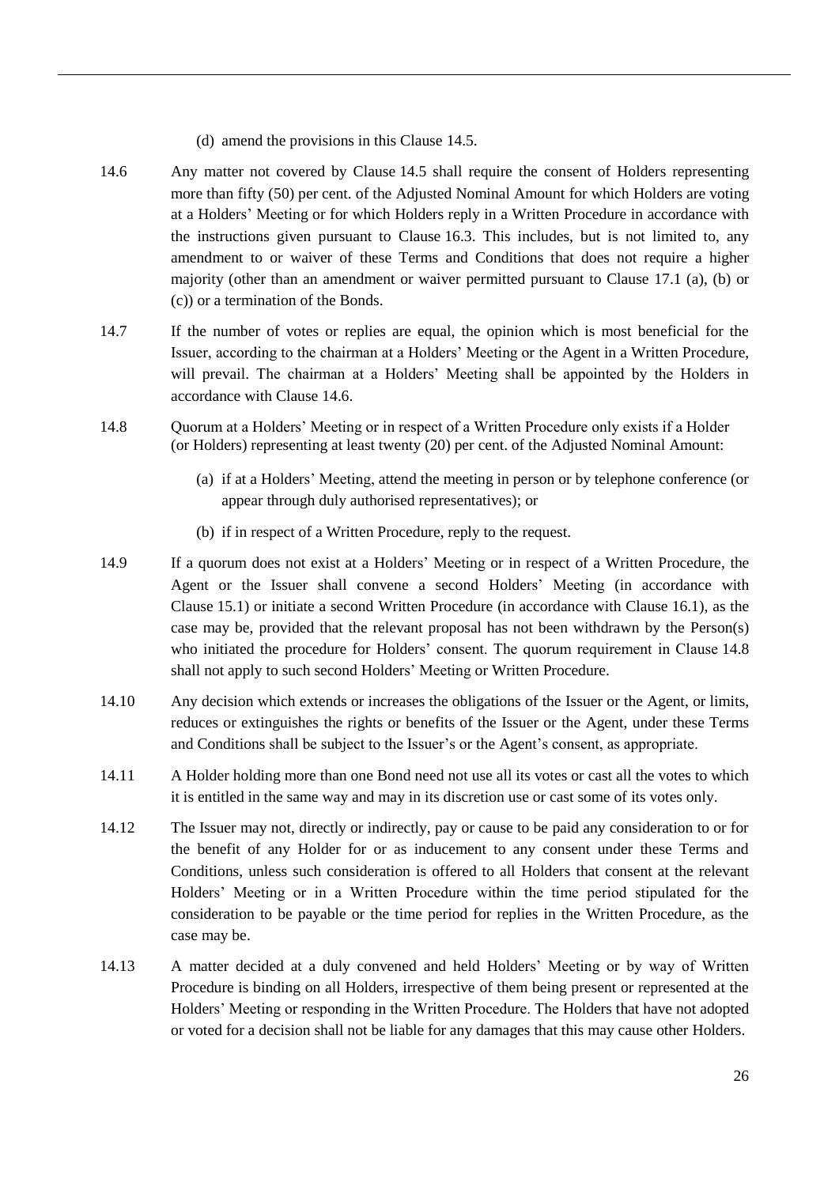(d) amend the provisions in this Clause 14.5.

14.6 Any matter not covered by Clause 14.5 shall require the consent of Holders representing more than fifty (50) per cent. of the Adjusted Nominal Amount for which Holders are voting at a Holders' Meeting or for which Holders reply in a Written Procedure in accordance with the instructions given pursuant to Clause 16.3. This includes, but is not limited to, any amendment to or waiver of these Terms and Conditions that does not require a higher majority (other than an amendment or waiver permitted pursuant to Clause 17.1 (a), (b) or (c)) or a termination of the Bonds.

14.7 If the number of votes or replies are equal, the opinion which is most beneficial for the Issuer, according to the chairman at a Holders' Meeting or the Agent in a Written Procedure, will prevail. The chairman at a Holders' Meeting shall be appointed by the Holders in accordance with Clause 14.6.

14.8 Quorum at a Holders' Meeting or in respect of a Written Procedure only exists if a Holder (or Holders) representing at least twenty (20) per cent. of the Adjusted Nominal Amount:

(a) if at a Holders' Meeting, attend the meeting in person or by telephone conference (or appear through duly authorised representatives); or

(b) if in respect of a Written Procedure, reply to the request.

14.9 If a quorum does not exist at a Holders' Meeting or in respect of a Written Procedure, the Agent or the Issuer shall convene a second Holders' Meeting (in accordance with Clause 15.1) or initiate a second Written Procedure (in accordance with Clause 16.1), as the case may be, provided that the relevant proposal has not been withdrawn by the Person(s) who initiated the procedure for Holders' consent. The quorum requirement in Clause 14.8 shall not apply to such second Holders' Meeting or Written Procedure.

14.10 Any decision which extends or increases the obligations of the Issuer or the Agent, or limits, reduces or extinguishes the rights or benefits of the Issuer or the Agent, under these Terms and Conditions shall be subject to the Issuer's or the Agent's consent, as appropriate.

14.11 A Holder holding more than one Bond need not use all its votes or cast all the votes to which it is entitled in the same way and may in its discretion use or cast some of its votes only.

14.12 The Issuer may not, directly or indirectly, pay or cause to be paid any consideration to or for the benefit of any Holder for or as inducement to any consent under these Terms and Conditions, unless such consideration is offered to all Holders that consent at the relevant Holders' Meeting or in a Written Procedure within the time period stipulated for the consideration to be payable or the time period for replies in the Written Procedure, as the case may be.

14.13 A matter decided at a duly convened and held Holders' Meeting or by way of Written Procedure is binding on all Holders, irrespective of them being present or represented at the Holders' Meeting or responding in the Written Procedure. The Holders that have not adopted or voted for a decision shall not be liable for any damages that this may cause other Holders.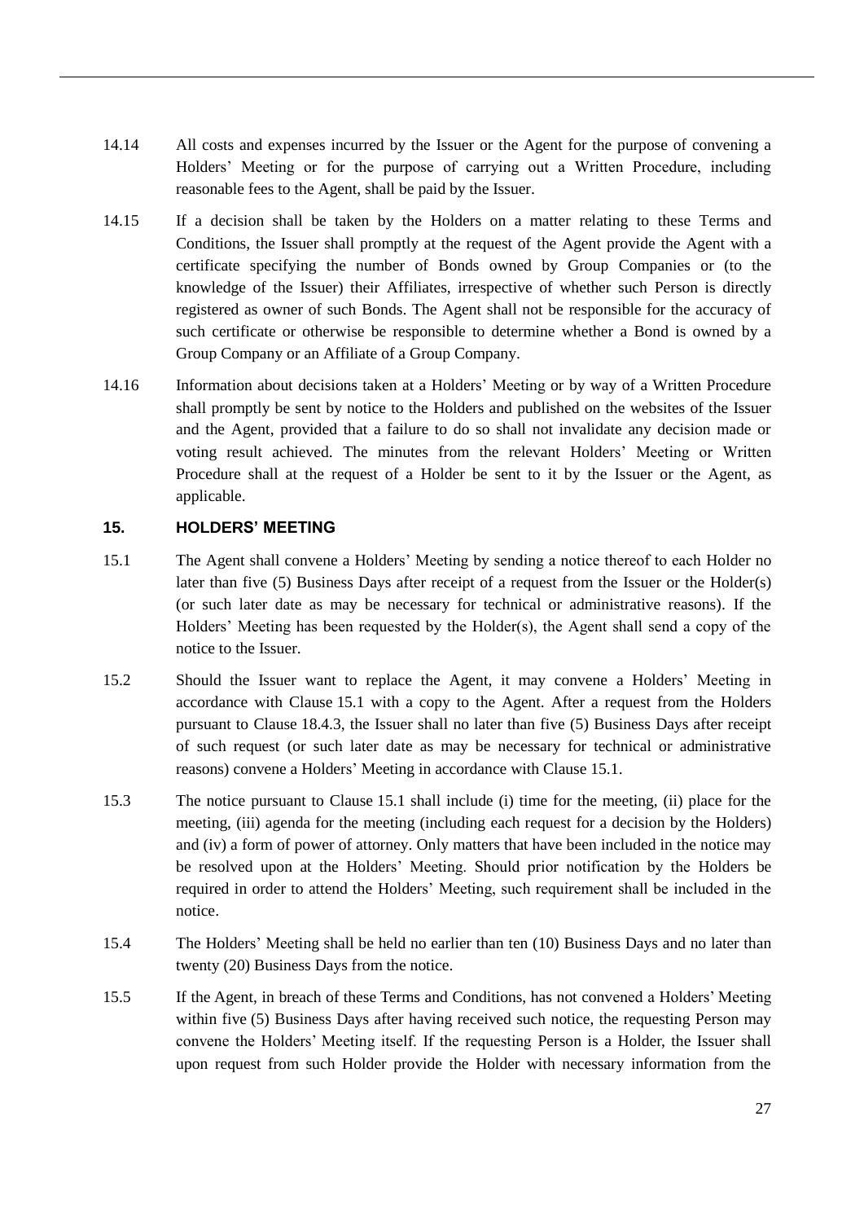14.14 All costs and expenses incurred by the Issuer or the Agent for the purpose of convening a Holders' Meeting or for the purpose of carrying out a Written Procedure, including reasonable fees to the Agent, shall be paid by the Issuer.

14.15 If a decision shall be taken by the Holders on a matter relating to these Terms and Conditions, the Issuer shall promptly at the request of the Agent provide the Agent with a certificate specifying the number of Bonds owned by Group Companies or (to the knowledge of the Issuer) their Affiliates, irrespective of whether such Person is directly registered as owner of such Bonds. The Agent shall not be responsible for the accuracy of such certificate or otherwise be responsible to determine whether a Bond is owned by a Group Company or an Affiliate of a Group Company.

14.16 Information about decisions taken at a Holders' Meeting or by way of a Written Procedure shall promptly be sent by notice to the Holders and published on the websites of the Issuer and the Agent, provided that a failure to do so shall not invalidate any decision made or voting result achieved. The minutes from the relevant Holders' Meeting or Written Procedure shall at the request of a Holder be sent to it by the Issuer or the Agent, as applicable.

## 15. HOLDERS' MEETING

15.1 The Agent shall convene a Holders' Meeting by sending a notice thereof to each Holder no later than five (5) Business Days after receipt of a request from the Issuer or the Holder(s) (or such later date as may be necessary for technical or administrative reasons). If the Holders' Meeting has been requested by the Holder(s), the Agent shall send a copy of the notice to the Issuer.

15.2 Should the Issuer want to replace the Agent, it may convene a Holders' Meeting in accordance with Clause 15.1 with a copy to the Agent. After a request from the Holders pursuant to Clause 18.4.3, the Issuer shall no later than five (5) Business Days after receipt of such request (or such later date as may be necessary for technical or administrative reasons) convene a Holders' Meeting in accordance with Clause 15.1.

15.3 The notice pursuant to Clause 15.1 shall include (i) time for the meeting, (ii) place for the meeting, (iii) agenda for the meeting (including each request for a decision by the Holders) and (iv) a form of power of attorney. Only matters that have been included in the notice may be resolved upon at the Holders' Meeting. Should prior notification by the Holders be required in order to attend the Holders' Meeting, such requirement shall be included in the notice.

15.4 The Holders' Meeting shall be held no earlier than ten (10) Business Days and no later than twenty (20) Business Days from the notice.

15.5 If the Agent, in breach of these Terms and Conditions, has not convened a Holders' Meeting within five (5) Business Days after having received such notice, the requesting Person may convene the Holders' Meeting itself. If the requesting Person is a Holder, the Issuer shall upon request from such Holder provide the Holder with necessary information from the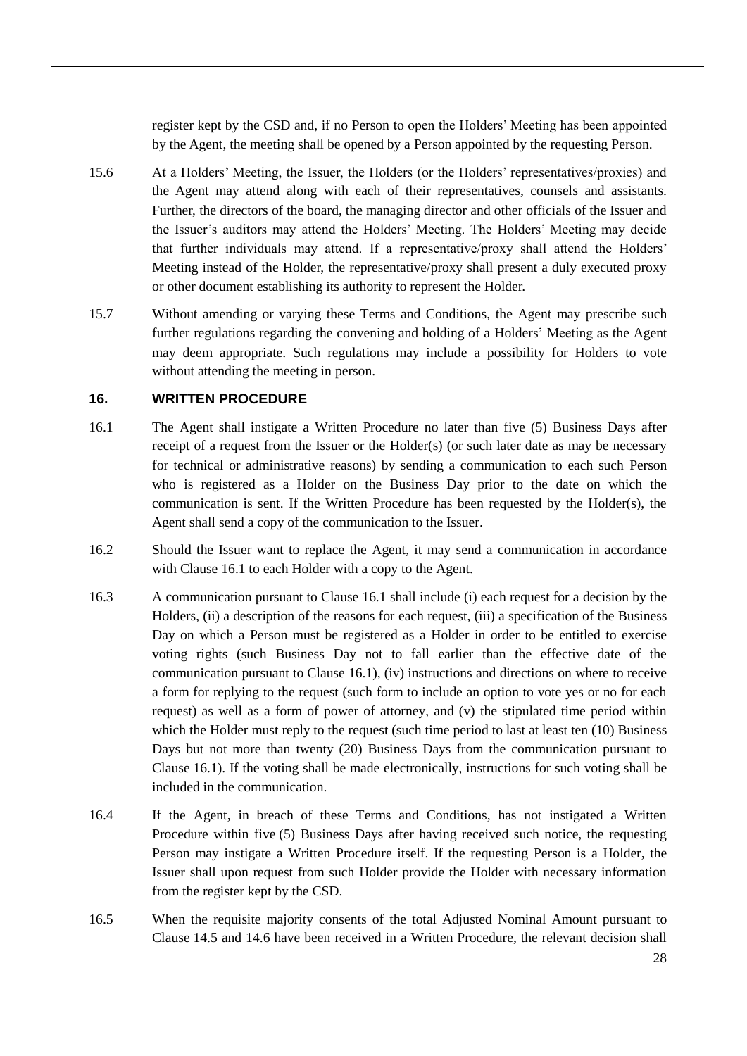register kept by the CSD and, if no Person to open the Holders' Meeting has been appointed by the Agent, the meeting shall be opened by a Person appointed by the requesting Person.

15.6 At a Holders' Meeting, the Issuer, the Holders (or the Holders' representatives/proxies) and the Agent may attend along with each of their representatives, counsels and assistants. Further, the directors of the board, the managing director and other officials of the Issuer and the Issuer's auditors may attend the Holders' Meeting. The Holders' Meeting may decide that further individuals may attend. If a representative/proxy shall attend the Holders' Meeting instead of the Holder, the representative/proxy shall present a duly executed proxy or other document establishing its authority to represent the Holder.

15.7 Without amending or varying these Terms and Conditions, the Agent may prescribe such further regulations regarding the convening and holding of a Holders' Meeting as the Agent may deem appropriate. Such regulations may include a possibility for Holders to vote without attending the meeting in person.

## 16. WRITTEN PROCEDURE

16.1 The Agent shall instigate a Written Procedure no later than five (5) Business Days after receipt of a request from the Issuer or the Holder(s) (or such later date as may be necessary for technical or administrative reasons) by sending a communication to each such Person who is registered as a Holder on the Business Day prior to the date on which the communication is sent. If the Written Procedure has been requested by the Holder(s), the Agent shall send a copy of the communication to the Issuer.

16.2 Should the Issuer want to replace the Agent, it may send a communication in accordance with Clause 16.1 to each Holder with a copy to the Agent.

16.3 A communication pursuant to Clause 16.1 shall include (i) each request for a decision by the Holders, (ii) a description of the reasons for each request, (iii) a specification of the Business Day on which a Person must be registered as a Holder in order to be entitled to exercise voting rights (such Business Day not to fall earlier than the effective date of the communication pursuant to Clause 16.1), (iv) instructions and directions on where to receive a form for replying to the request (such form to include an option to vote yes or no for each request) as well as a form of power of attorney, and (v) the stipulated time period within which the Holder must reply to the request (such time period to last at least ten (10) Business Days but not more than twenty (20) Business Days from the communication pursuant to Clause 16.1). If the voting shall be made electronically, instructions for such voting shall be included in the communication.

16.4 If the Agent, in breach of these Terms and Conditions, has not instigated a Written Procedure within five (5) Business Days after having received such notice, the requesting Person may instigate a Written Procedure itself. If the requesting Person is a Holder, the Issuer shall upon request from such Holder provide the Holder with necessary information from the register kept by the CSD.

16.5 When the requisite majority consents of the total Adjusted Nominal Amount pursuant to Clause 14.5 and 14.6 have been received in a Written Procedure, the relevant decision shall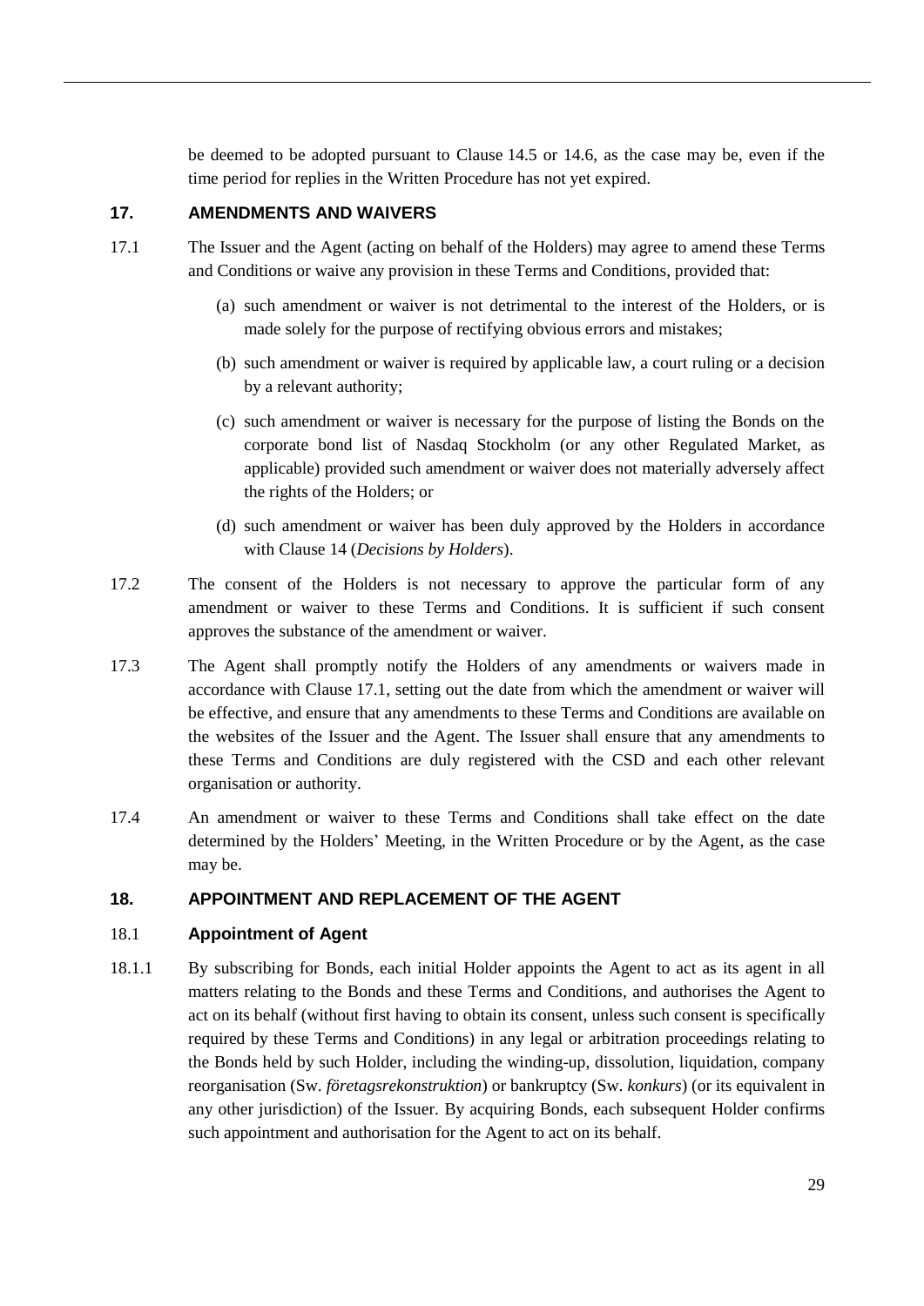be deemed to be adopted pursuant to Clause 14.5 or 14.6, as the case may be, even if the time period for replies in the Written Procedure has not yet expired.

## 17. AMENDMENTS AND WAIVERS

17.1 The Issuer and the Agent (acting on behalf of the Holders) may agree to amend these Terms and Conditions or waive any provision in these Terms and Conditions, provided that:

(a) such amendment or waiver is not detrimental to the interest of the Holders, or is made solely for the purpose of rectifying obvious errors and mistakes;

(b) such amendment or waiver is required by applicable law, a court ruling or a decision by a relevant authority;

(c) such amendment or waiver is necessary for the purpose of listing the Bonds on the corporate bond list of Nasdaq Stockholm (or any other Regulated Market, as applicable) provided such amendment or waiver does not materially adversely affect the rights of the Holders; or

(d) such amendment or waiver has been duly approved by the Holders in accordance with Clause 14 (*Decisions by Holders*).

17.2 The consent of the Holders is not necessary to approve the particular form of any amendment or waiver to these Terms and Conditions. It is sufficient if such consent approves the substance of the amendment or waiver.

17.3 The Agent shall promptly notify the Holders of any amendments or waivers made in accordance with Clause 17.1, setting out the date from which the amendment or waiver will be effective, and ensure that any amendments to these Terms and Conditions are available on the websites of the Issuer and the Agent. The Issuer shall ensure that any amendments to these Terms and Conditions are duly registered with the CSD and each other relevant organisation or authority.

17.4 An amendment or waiver to these Terms and Conditions shall take effect on the date determined by the Holders' Meeting, in the Written Procedure or by the Agent, as the case may be.

## 18. APPOINTMENT AND REPLACEMENT OF THE AGENT

### 18.1 Appointment of Agent

18.1.1 By subscribing for Bonds, each initial Holder appoints the Agent to act as its agent in all matters relating to the Bonds and these Terms and Conditions, and authorises the Agent to act on its behalf (without first having to obtain its consent, unless such consent is specifically required by these Terms and Conditions) in any legal or arbitration proceedings relating to the Bonds held by such Holder, including the winding-up, dissolution, liquidation, company reorganisation (Sw. *företagsrekonstruktion*) or bankruptcy (Sw. *konkurs*) (or its equivalent in any other jurisdiction) of the Issuer. By acquiring Bonds, each subsequent Holder confirms such appointment and authorisation for the Agent to act on its behalf.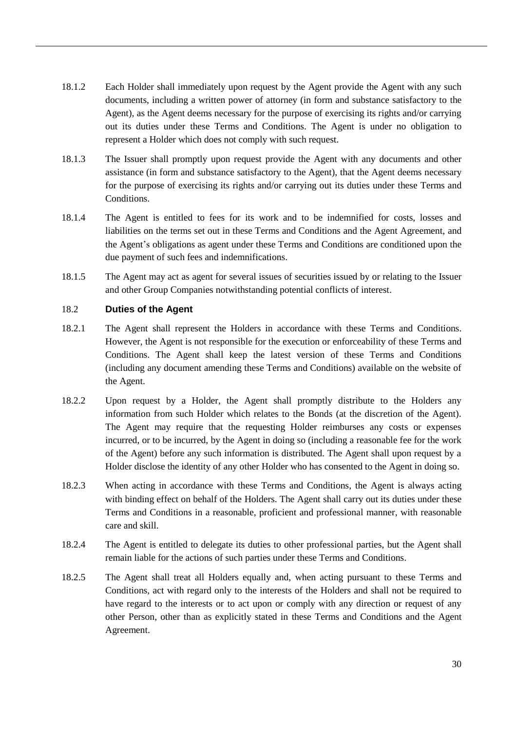18.1.2 Each Holder shall immediately upon request by the Agent provide the Agent with any such documents, including a written power of attorney (in form and substance satisfactory to the Agent), as the Agent deems necessary for the purpose of exercising its rights and/or carrying out its duties under these Terms and Conditions. The Agent is under no obligation to represent a Holder which does not comply with such request.

18.1.3 The Issuer shall promptly upon request provide the Agent with any documents and other assistance (in form and substance satisfactory to the Agent), that the Agent deems necessary for the purpose of exercising its rights and/or carrying out its duties under these Terms and Conditions.

18.1.4 The Agent is entitled to fees for its work and to be indemnified for costs, losses and liabilities on the terms set out in these Terms and Conditions and the Agent Agreement, and the Agent's obligations as agent under these Terms and Conditions are conditioned upon the due payment of such fees and indemnifications.

18.1.5 The Agent may act as agent for several issues of securities issued by or relating to the Issuer and other Group Companies notwithstanding potential conflicts of interest.

### 18.2 Duties of the Agent

18.2.1 The Agent shall represent the Holders in accordance with these Terms and Conditions. However, the Agent is not responsible for the execution or enforceability of these Terms and Conditions. The Agent shall keep the latest version of these Terms and Conditions (including any document amending these Terms and Conditions) available on the website of the Agent.

18.2.2 Upon request by a Holder, the Agent shall promptly distribute to the Holders any information from such Holder which relates to the Bonds (at the discretion of the Agent). The Agent may require that the requesting Holder reimburses any costs or expenses incurred, or to be incurred, by the Agent in doing so (including a reasonable fee for the work of the Agent) before any such information is distributed. The Agent shall upon request by a Holder disclose the identity of any other Holder who has consented to the Agent in doing so.

18.2.3 When acting in accordance with these Terms and Conditions, the Agent is always acting with binding effect on behalf of the Holders. The Agent shall carry out its duties under these Terms and Conditions in a reasonable, proficient and professional manner, with reasonable care and skill.

18.2.4 The Agent is entitled to delegate its duties to other professional parties, but the Agent shall remain liable for the actions of such parties under these Terms and Conditions.

18.2.5 The Agent shall treat all Holders equally and, when acting pursuant to these Terms and Conditions, act with regard only to the interests of the Holders and shall not be required to have regard to the interests or to act upon or comply with any direction or request of any other Person, other than as explicitly stated in these Terms and Conditions and the Agent Agreement.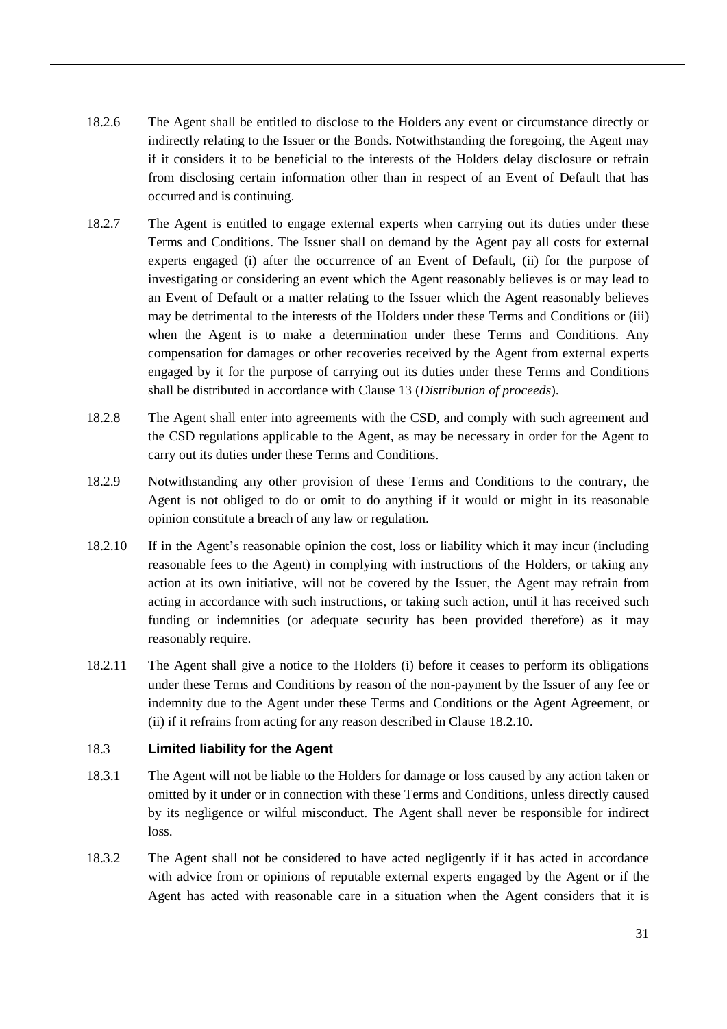18.2.6 The Agent shall be entitled to disclose to the Holders any event or circumstance directly or indirectly relating to the Issuer or the Bonds. Notwithstanding the foregoing, the Agent may if it considers it to be beneficial to the interests of the Holders delay disclosure or refrain from disclosing certain information other than in respect of an Event of Default that has occurred and is continuing.

18.2.7 The Agent is entitled to engage external experts when carrying out its duties under these Terms and Conditions. The Issuer shall on demand by the Agent pay all costs for external experts engaged (i) after the occurrence of an Event of Default, (ii) for the purpose of investigating or considering an event which the Agent reasonably believes is or may lead to an Event of Default or a matter relating to the Issuer which the Agent reasonably believes may be detrimental to the interests of the Holders under these Terms and Conditions or (iii) when the Agent is to make a determination under these Terms and Conditions. Any compensation for damages or other recoveries received by the Agent from external experts engaged by it for the purpose of carrying out its duties under these Terms and Conditions shall be distributed in accordance with Clause 13 (*Distribution of proceeds*).

18.2.8 The Agent shall enter into agreements with the CSD, and comply with such agreement and the CSD regulations applicable to the Agent, as may be necessary in order for the Agent to carry out its duties under these Terms and Conditions.

18.2.9 Notwithstanding any other provision of these Terms and Conditions to the contrary, the Agent is not obliged to do or omit to do anything if it would or might in its reasonable opinion constitute a breach of any law or regulation.

18.2.10 If in the Agent's reasonable opinion the cost, loss or liability which it may incur (including reasonable fees to the Agent) in complying with instructions of the Holders, or taking any action at its own initiative, will not be covered by the Issuer, the Agent may refrain from acting in accordance with such instructions, or taking such action, until it has received such funding or indemnities (or adequate security has been provided therefore) as it may reasonably require.

18.2.11 The Agent shall give a notice to the Holders (i) before it ceases to perform its obligations under these Terms and Conditions by reason of the non-payment by the Issuer of any fee or indemnity due to the Agent under these Terms and Conditions or the Agent Agreement, or (ii) if it refrains from acting for any reason described in Clause 18.2.10.

### 18.3 Limited liability for the Agent

18.3.1 The Agent will not be liable to the Holders for damage or loss caused by any action taken or omitted by it under or in connection with these Terms and Conditions, unless directly caused by its negligence or wilful misconduct. The Agent shall never be responsible for indirect loss.

18.3.2 The Agent shall not be considered to have acted negligently if it has acted in accordance with advice from or opinions of reputable external experts engaged by the Agent or if the Agent has acted with reasonable care in a situation when the Agent considers that it is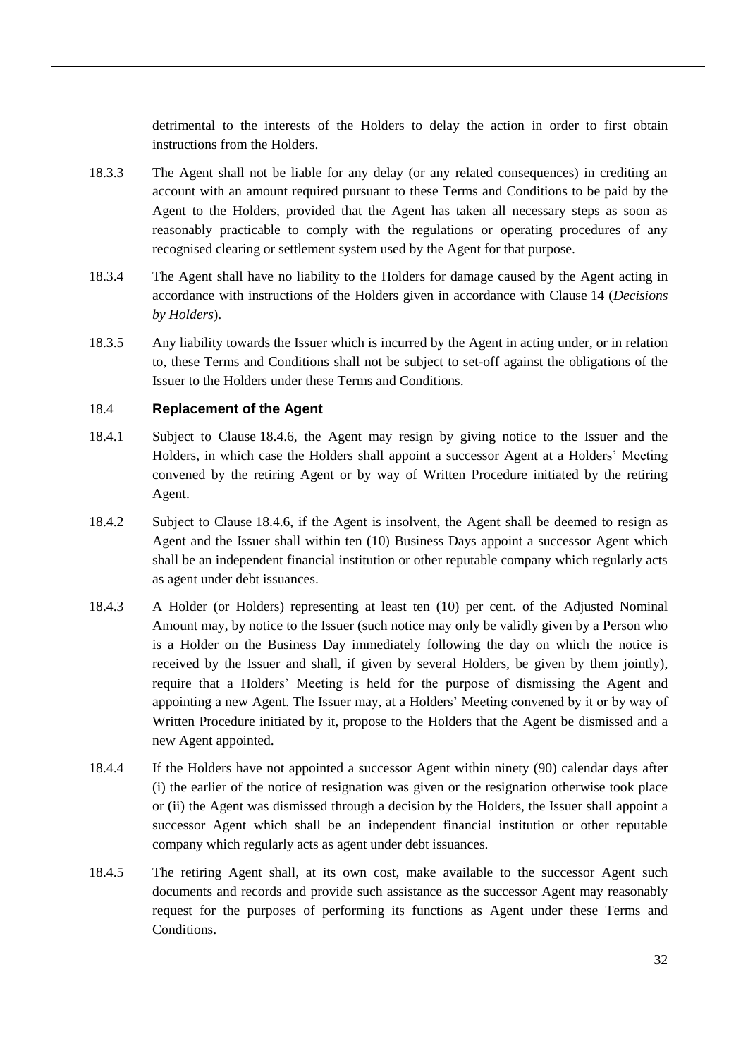detrimental to the interests of the Holders to delay the action in order to first obtain instructions from the Holders.

18.3.3 The Agent shall not be liable for any delay (or any related consequences) in crediting an account with an amount required pursuant to these Terms and Conditions to be paid by the Agent to the Holders, provided that the Agent has taken all necessary steps as soon as reasonably practicable to comply with the regulations or operating procedures of any recognised clearing or settlement system used by the Agent for that purpose.

18.3.4 The Agent shall have no liability to the Holders for damage caused by the Agent acting in accordance with instructions of the Holders given in accordance with Clause 14 (*Decisions by Holders*).

18.3.5 Any liability towards the Issuer which is incurred by the Agent in acting under, or in relation to, these Terms and Conditions shall not be subject to set-off against the obligations of the Issuer to the Holders under these Terms and Conditions.

### 18.4 Replacement of the Agent

18.4.1 Subject to Clause 18.4.6, the Agent may resign by giving notice to the Issuer and the Holders, in which case the Holders shall appoint a successor Agent at a Holders' Meeting convened by the retiring Agent or by way of Written Procedure initiated by the retiring Agent.

18.4.2 Subject to Clause 18.4.6, if the Agent is insolvent, the Agent shall be deemed to resign as Agent and the Issuer shall within ten (10) Business Days appoint a successor Agent which shall be an independent financial institution or other reputable company which regularly acts as agent under debt issuances.

18.4.3 A Holder (or Holders) representing at least ten (10) per cent. of the Adjusted Nominal Amount may, by notice to the Issuer (such notice may only be validly given by a Person who is a Holder on the Business Day immediately following the day on which the notice is received by the Issuer and shall, if given by several Holders, be given by them jointly), require that a Holders' Meeting is held for the purpose of dismissing the Agent and appointing a new Agent. The Issuer may, at a Holders' Meeting convened by it or by way of Written Procedure initiated by it, propose to the Holders that the Agent be dismissed and a new Agent appointed.

18.4.4 If the Holders have not appointed a successor Agent within ninety (90) calendar days after (i) the earlier of the notice of resignation was given or the resignation otherwise took place or (ii) the Agent was dismissed through a decision by the Holders, the Issuer shall appoint a successor Agent which shall be an independent financial institution or other reputable company which regularly acts as agent under debt issuances.

18.4.5 The retiring Agent shall, at its own cost, make available to the successor Agent such documents and records and provide such assistance as the successor Agent may reasonably request for the purposes of performing its functions as Agent under these Terms and Conditions.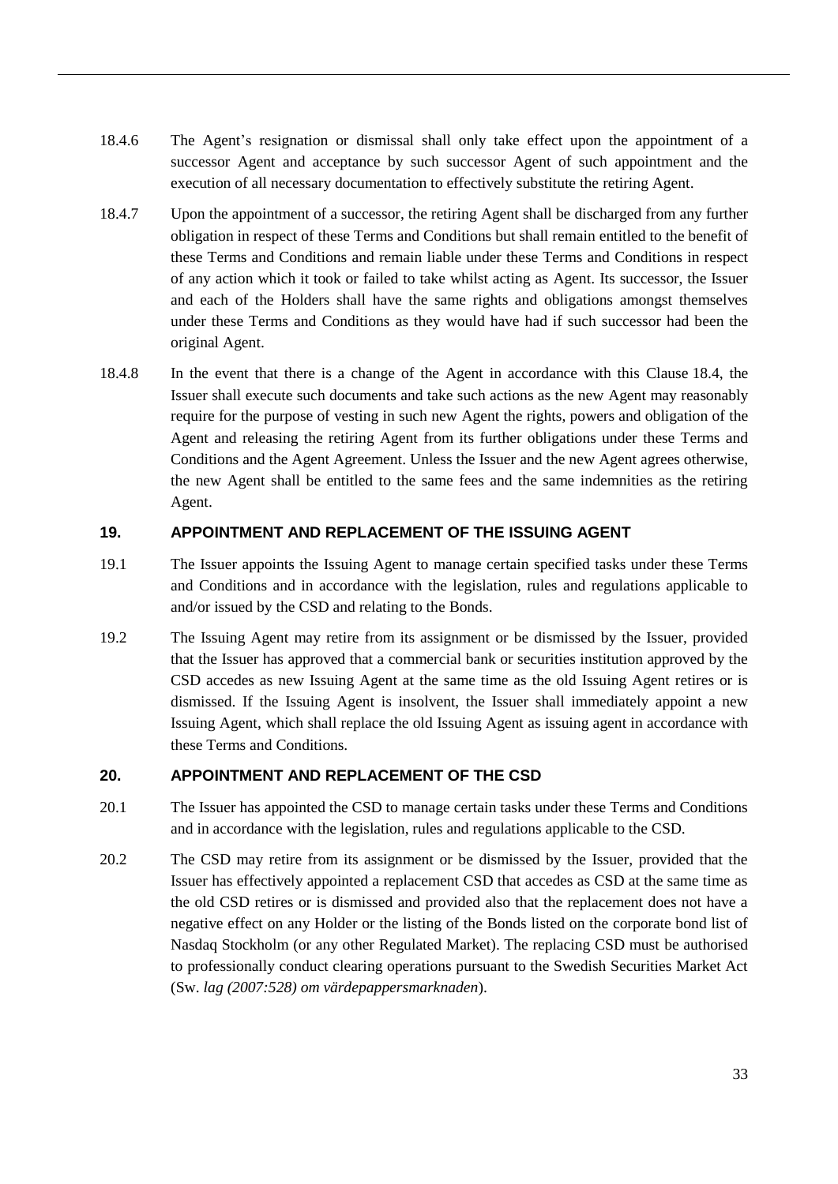18.4.6 The Agent's resignation or dismissal shall only take effect upon the appointment of a successor Agent and acceptance by such successor Agent of such appointment and the execution of all necessary documentation to effectively substitute the retiring Agent.

18.4.7 Upon the appointment of a successor, the retiring Agent shall be discharged from any further obligation in respect of these Terms and Conditions but shall remain entitled to the benefit of these Terms and Conditions and remain liable under these Terms and Conditions in respect of any action which it took or failed to take whilst acting as Agent. Its successor, the Issuer and each of the Holders shall have the same rights and obligations amongst themselves under these Terms and Conditions as they would have had if such successor had been the original Agent.

18.4.8 In the event that there is a change of the Agent in accordance with this Clause 18.4, the Issuer shall execute such documents and take such actions as the new Agent may reasonably require for the purpose of vesting in such new Agent the rights, powers and obligation of the Agent and releasing the retiring Agent from its further obligations under these Terms and Conditions and the Agent Agreement. Unless the Issuer and the new Agent agrees otherwise, the new Agent shall be entitled to the same fees and the same indemnities as the retiring Agent.

## 19. APPOINTMENT AND REPLACEMENT OF THE ISSUING AGENT

19.1 The Issuer appoints the Issuing Agent to manage certain specified tasks under these Terms and Conditions and in accordance with the legislation, rules and regulations applicable to and/or issued by the CSD and relating to the Bonds.

19.2 The Issuing Agent may retire from its assignment or be dismissed by the Issuer, provided that the Issuer has approved that a commercial bank or securities institution approved by the CSD accedes as new Issuing Agent at the same time as the old Issuing Agent retires or is dismissed. If the Issuing Agent is insolvent, the Issuer shall immediately appoint a new Issuing Agent, which shall replace the old Issuing Agent as issuing agent in accordance with these Terms and Conditions.

## 20. APPOINTMENT AND REPLACEMENT OF THE CSD

20.1 The Issuer has appointed the CSD to manage certain tasks under these Terms and Conditions and in accordance with the legislation, rules and regulations applicable to the CSD.

20.2 The CSD may retire from its assignment or be dismissed by the Issuer, provided that the Issuer has effectively appointed a replacement CSD that accedes as CSD at the same time as the old CSD retires or is dismissed and provided also that the replacement does not have a negative effect on any Holder or the listing of the Bonds listed on the corporate bond list of Nasdaq Stockholm (or any other Regulated Market). The replacing CSD must be authorised to professionally conduct clearing operations pursuant to the Swedish Securities Market Act (Sw. *lag (2007:528) om värdepappersmarknaden*).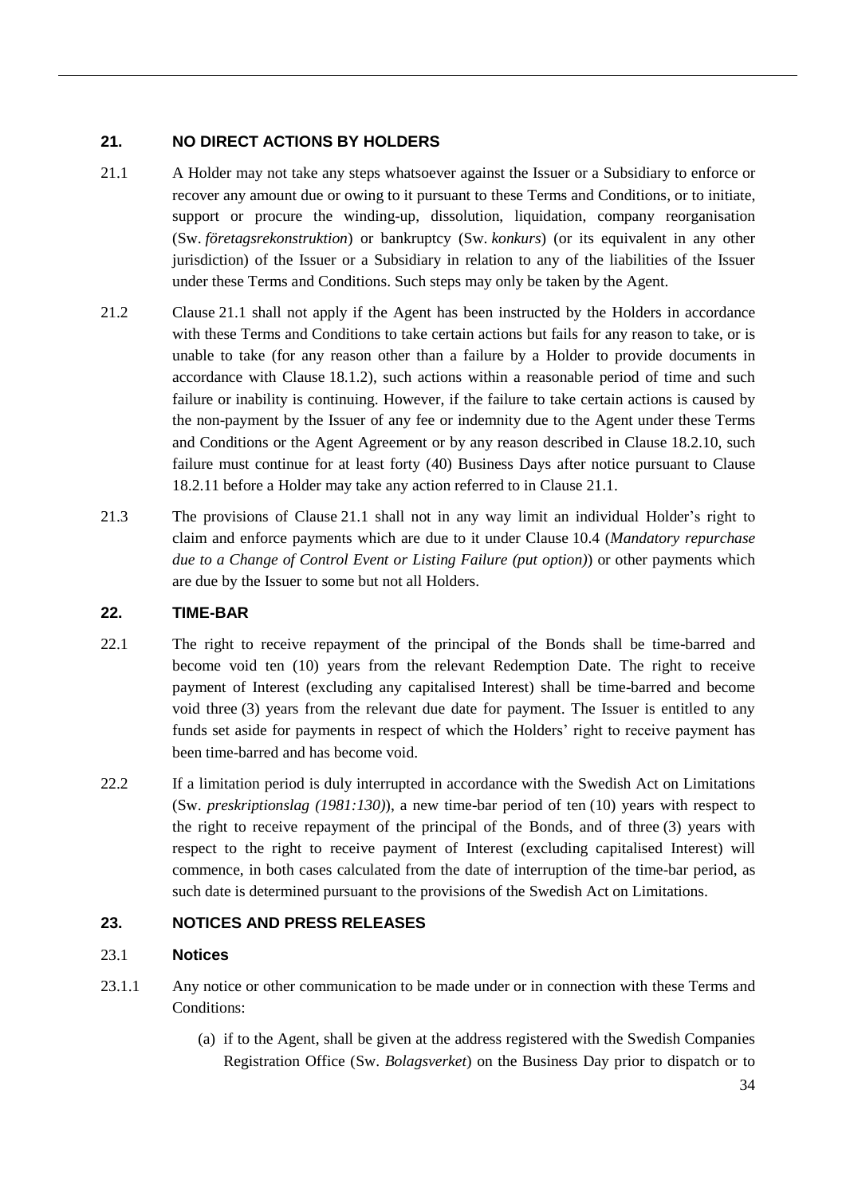## 21. NO DIRECT ACTIONS BY HOLDERS

21.1 A Holder may not take any steps whatsoever against the Issuer or a Subsidiary to enforce or recover any amount due or owing to it pursuant to these Terms and Conditions, or to initiate, support or procure the winding-up, dissolution, liquidation, company reorganisation (Sw. *företagsrekonstruktion*) or bankruptcy (Sw. *konkurs*) (or its equivalent in any other jurisdiction) of the Issuer or a Subsidiary in relation to any of the liabilities of the Issuer under these Terms and Conditions. Such steps may only be taken by the Agent.

21.2 Clause 21.1 shall not apply if the Agent has been instructed by the Holders in accordance with these Terms and Conditions to take certain actions but fails for any reason to take, or is unable to take (for any reason other than a failure by a Holder to provide documents in accordance with Clause 18.1.2), such actions within a reasonable period of time and such failure or inability is continuing. However, if the failure to take certain actions is caused by the non-payment by the Issuer of any fee or indemnity due to the Agent under these Terms and Conditions or the Agent Agreement or by any reason described in Clause 18.2.10, such failure must continue for at least forty (40) Business Days after notice pursuant to Clause 18.2.11 before a Holder may take any action referred to in Clause 21.1.

21.3 The provisions of Clause 21.1 shall not in any way limit an individual Holder's right to claim and enforce payments which are due to it under Clause 10.4 (*Mandatory repurchase due to a Change of Control Event or Listing Failure (put option)*) or other payments which are due by the Issuer to some but not all Holders.

## 22. TIME-BAR

22.1 The right to receive repayment of the principal of the Bonds shall be time-barred and become void ten (10) years from the relevant Redemption Date. The right to receive payment of Interest (excluding any capitalised Interest) shall be time-barred and become void three (3) years from the relevant due date for payment. The Issuer is entitled to any funds set aside for payments in respect of which the Holders' right to receive payment has been time-barred and has become void.

22.2 If a limitation period is duly interrupted in accordance with the Swedish Act on Limitations (Sw. *preskriptionslag (1981:130)*), a new time-bar period of ten (10) years with respect to the right to receive repayment of the principal of the Bonds, and of three (3) years with respect to the right to receive payment of Interest (excluding capitalised Interest) will commence, in both cases calculated from the date of interruption of the time-bar period, as such date is determined pursuant to the provisions of the Swedish Act on Limitations.

## 23. NOTICES AND PRESS RELEASES

### 23.1 Notices

23.1.1 Any notice or other communication to be made under or in connection with these Terms and Conditions:

(a) if to the Agent, shall be given at the address registered with the Swedish Companies Registration Office (Sw. *Bolagsverket*) on the Business Day prior to dispatch or to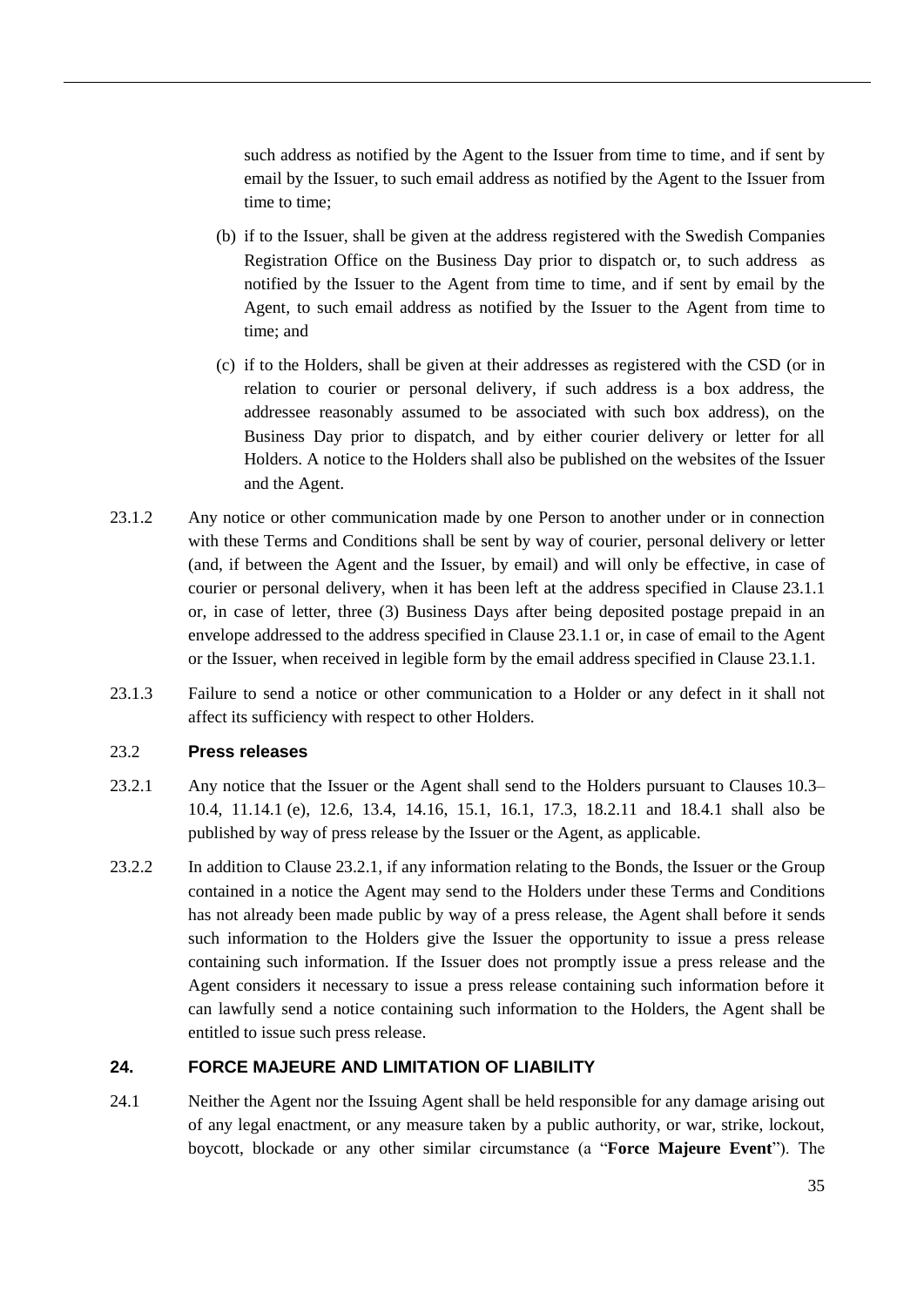such address as notified by the Agent to the Issuer from time to time, and if sent by email by the Issuer, to such email address as notified by the Agent to the Issuer from time to time;

(b) if to the Issuer, shall be given at the address registered with the Swedish Companies Registration Office on the Business Day prior to dispatch or, to such address as notified by the Issuer to the Agent from time to time, and if sent by email by the Agent, to such email address as notified by the Issuer to the Agent from time to time; and

(c) if to the Holders, shall be given at their addresses as registered with the CSD (or in relation to courier or personal delivery, if such address is a box address, the addressee reasonably assumed to be associated with such box address), on the Business Day prior to dispatch, and by either courier delivery or letter for all Holders. A notice to the Holders shall also be published on the websites of the Issuer and the Agent.

23.1.2 Any notice or other communication made by one Person to another under or in connection with these Terms and Conditions shall be sent by way of courier, personal delivery or letter (and, if between the Agent and the Issuer, by email) and will only be effective, in case of courier or personal delivery, when it has been left at the address specified in Clause 23.1.1 or, in case of letter, three (3) Business Days after being deposited postage prepaid in an envelope addressed to the address specified in Clause 23.1.1 or, in case of email to the Agent or the Issuer, when received in legible form by the email address specified in Clause 23.1.1.

23.1.3 Failure to send a notice or other communication to a Holder or any defect in it shall not affect its sufficiency with respect to other Holders.

### 23.2 Press releases

23.2.1 Any notice that the Issuer or the Agent shall send to the Holders pursuant to Clauses 10.3–10.4, 11.14.1 (e), 12.6, 13.4, 14.16, 15.1, 16.1, 17.3, 18.2.11 and 18.4.1 shall also be published by way of press release by the Issuer or the Agent, as applicable.

23.2.2 In addition to Clause 23.2.1, if any information relating to the Bonds, the Issuer or the Group contained in a notice the Agent may send to the Holders under these Terms and Conditions has not already been made public by way of a press release, the Agent shall before it sends such information to the Holders give the Issuer the opportunity to issue a press release containing such information. If the Issuer does not promptly issue a press release and the Agent considers it necessary to issue a press release containing such information before it can lawfully send a notice containing such information to the Holders, the Agent shall be entitled to issue such press release.

## 24. FORCE MAJEURE AND LIMITATION OF LIABILITY

24.1 Neither the Agent nor the Issuing Agent shall be held responsible for any damage arising out of any legal enactment, or any measure taken by a public authority, or war, strike, lockout, boycott, blockade or any other similar circumstance (a "**Force Majeure Event**"). The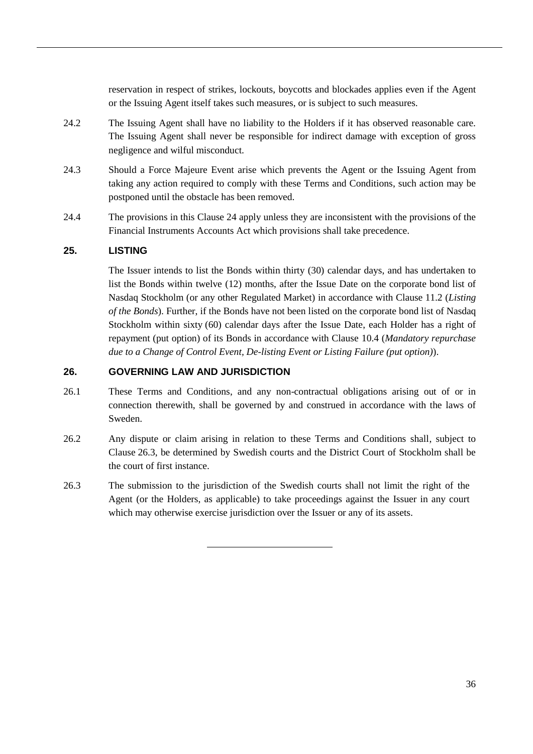reservation in respect of strikes, lockouts, boycotts and blockades applies even if the Agent or the Issuing Agent itself takes such measures, or is subject to such measures.

24.2 The Issuing Agent shall have no liability to the Holders if it has observed reasonable care. The Issuing Agent shall never be responsible for indirect damage with exception of gross negligence and wilful misconduct.

24.3 Should a Force Majeure Event arise which prevents the Agent or the Issuing Agent from taking any action required to comply with these Terms and Conditions, such action may be postponed until the obstacle has been removed.

24.4 The provisions in this Clause 24 apply unless they are inconsistent with the provisions of the Financial Instruments Accounts Act which provisions shall take precedence.

## 25. LISTING

The Issuer intends to list the Bonds within thirty (30) calendar days, and has undertaken to list the Bonds within twelve (12) months, after the Issue Date on the corporate bond list of Nasdaq Stockholm (or any other Regulated Market) in accordance with Clause 11.2 (*Listing of the Bonds*). Further, if the Bonds have not been listed on the corporate bond list of Nasdaq Stockholm within sixty (60) calendar days after the Issue Date, each Holder has a right of repayment (put option) of its Bonds in accordance with Clause 10.4 (*Mandatory repurchase due to a Change of Control Event, De-listing Event or Listing Failure (put option)*).

## 26. GOVERNING LAW AND JURISDICTION

26.1 These Terms and Conditions, and any non-contractual obligations arising out of or in connection therewith, shall be governed by and construed in accordance with the laws of Sweden.

26.2 Any dispute or claim arising in relation to these Terms and Conditions shall, subject to Clause 26.3, be determined by Swedish courts and the District Court of Stockholm shall be the court of first instance.

26.3 The submission to the jurisdiction of the Swedish courts shall not limit the right of the Agent (or the Holders, as applicable) to take proceedings against the Issuer in any court which may otherwise exercise jurisdiction over the Issuer or any of its assets.